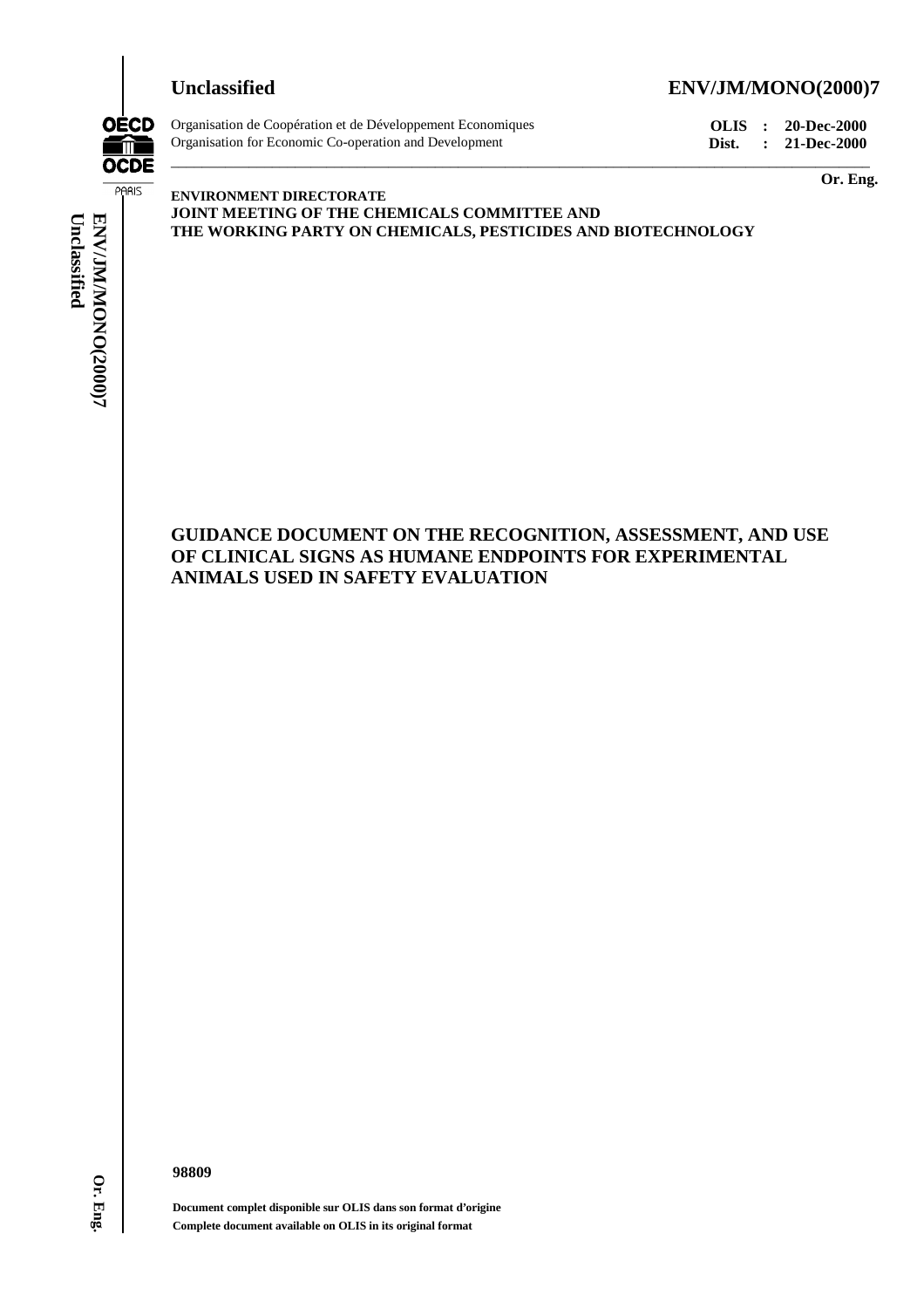**Unclassified** **ENV/JM/MONO(2000)7**

Organisation de Coopération et de Développement Economiques
Organisation for Economic Co-operation and Development

**OLIS : 20-Dec-2000**
**Dist. : 21-Dec-2000**

**Or. Eng.**

**ENVIRONMENT DIRECTORATE**
**JOINT MEETING OF THE CHEMICALS COMMITTEE AND**
**THE WORKING PARTY ON CHEMICALS, PESTICIDES AND BIOTECHNOLOGY**

# GUIDANCE DOCUMENT ON THE RECOGNITION, ASSESSMENT, AND USE OF CLINICAL SIGNS AS HUMANE ENDPOINTS FOR EXPERIMENTAL ANIMALS USED IN SAFETY EVALUATION

**98809**

**Document complet disponible sur OLIS dans son format d'origine**
**Complete document available on OLIS in its original format**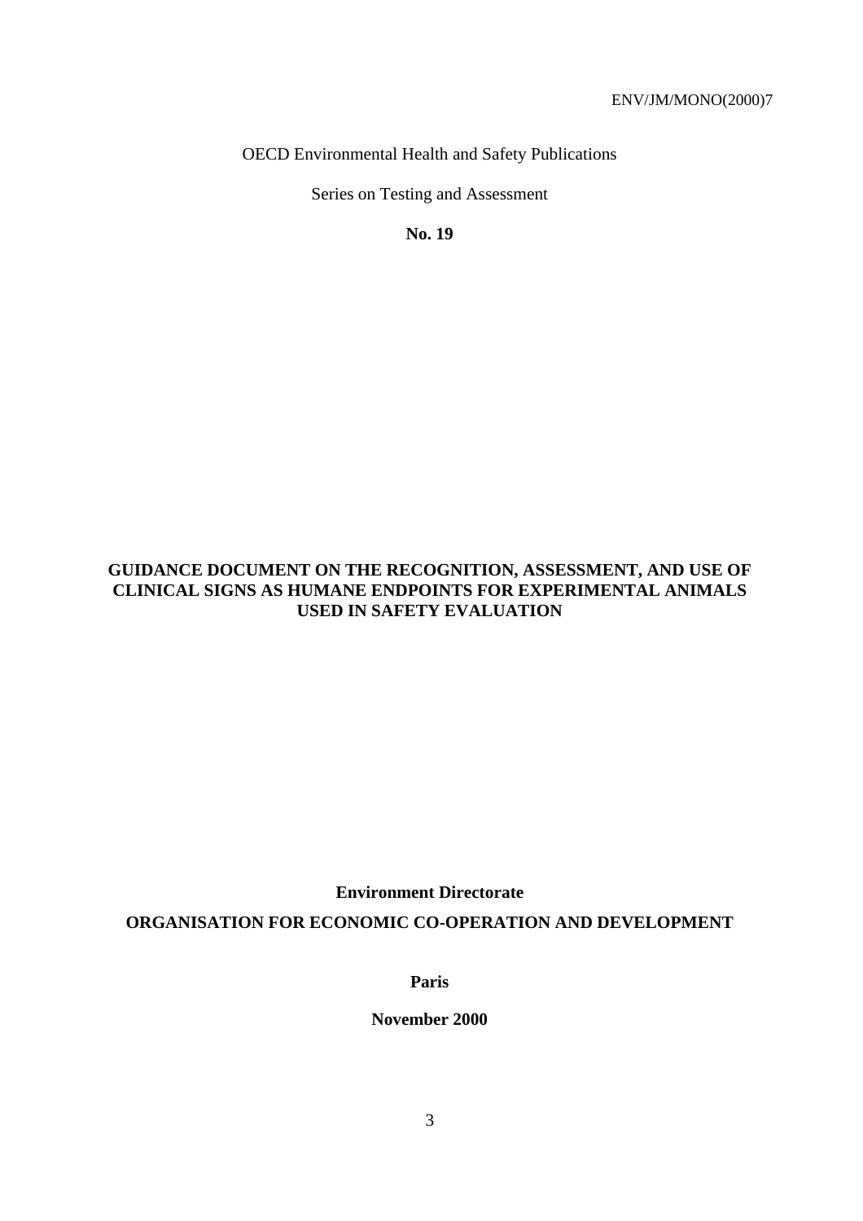ENV/JM/MONO(2000)7

OECD Environmental Health and Safety Publications

Series on Testing and Assessment

**No. 19**

# GUIDANCE DOCUMENT ON THE RECOGNITION, ASSESSMENT, AND USE OF CLINICAL SIGNS AS HUMANE ENDPOINTS FOR EXPERIMENTAL ANIMALS USED IN SAFETY EVALUATION

**Environment Directorate**

**ORGANISATION FOR ECONOMIC CO-OPERATION AND DEVELOPMENT**

**Paris**

**November 2000**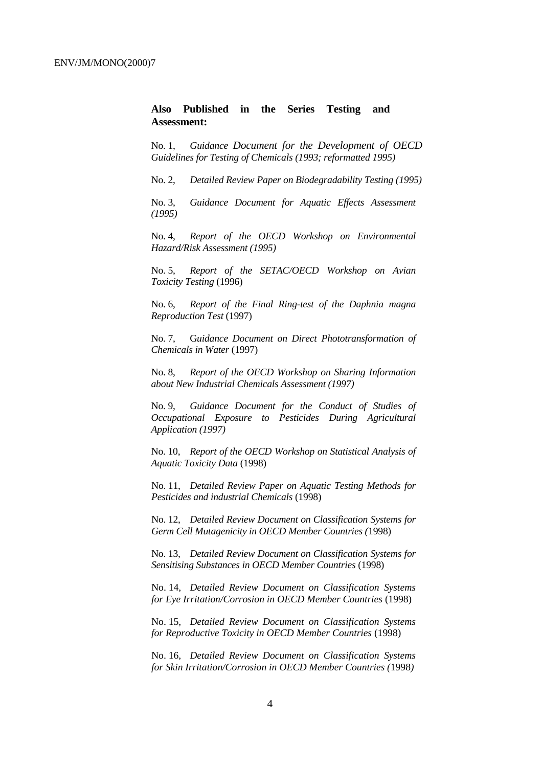**Also Published in the Series Testing and Assessment:**

No. 1, *Guidance Document for the Development of OECD Guidelines for Testing of Chemicals (1993; reformatted 1995)*

No. 2, *Detailed Review Paper on Biodegradability Testing (1995)*

No. 3, *Guidance Document for Aquatic Effects Assessment (1995)*

No. 4, *Report of the OECD Workshop on Environmental Hazard/Risk Assessment (1995)*

No. 5, *Report of the SETAC/OECD Workshop on Avian Toxicity Testing* (1996)

No. 6, *Report of the Final Ring-test of the Daphnia magna Reproduction Test* (1997)

No. 7, G*uidance Document on Direct Phototransformation of Chemicals in Water* (1997)

No. 8, *Report of the OECD Workshop on Sharing Information about New Industrial Chemicals Assessment (1997)*

No. 9, *Guidance Document for the Conduct of Studies of Occupational Exposure to Pesticides During Agricultural Application (1997)*

No. 10, *Report of the OECD Workshop on Statistical Analysis of Aquatic Toxicity Data* (1998)

No. 11, *Detailed Review Paper on Aquatic Testing Methods for Pesticides and industrial Chemicals* (1998)

No. 12, *Detailed Review Document on Classification Systems for Germ Cell Mutagenicity in OECD Member Countries (*1998)

No. 13, *Detailed Review Document on Classification Systems for Sensitising Substances in OECD Member Countries* (1998)

No. 14, *Detailed Review Document on Classification Systems for Eye Irritation/Corrosion in OECD Member Countries* (1998)

No. 15, *Detailed Review Document on Classification Systems for Reproductive Toxicity in OECD Member Countries* (1998)

No. 16, *Detailed Review Document on Classification Systems for Skin Irritation/Corrosion in OECD Member Countries (*1998*)*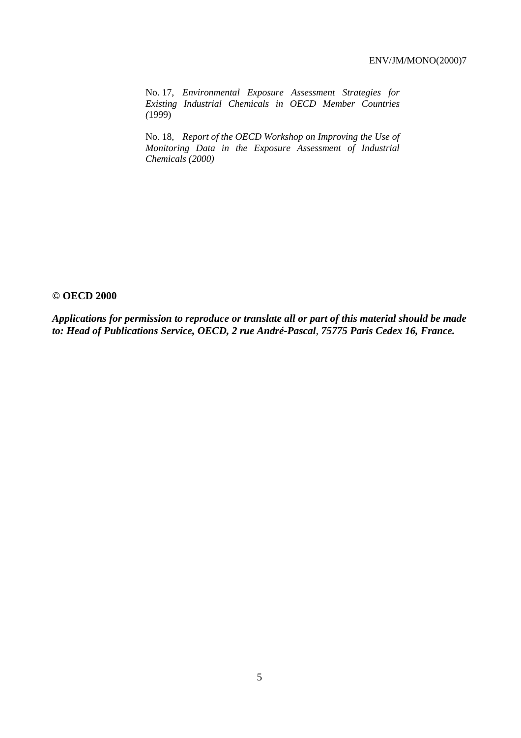No. 17, *Environmental Exposure Assessment Strategies for Existing Industrial Chemicals in OECD Member Countries (*1999)

No. 18, *Report of the OECD Workshop on Improving the Use of Monitoring Data in the Exposure Assessment of Industrial Chemicals (2000)*

**© OECD 2000**

***Applications for permission to reproduce or translate all or part of this material should be made to: Head of Publications Service, OECD, 2 rue André-Pascal, 75775 Paris Cedex 16, France.***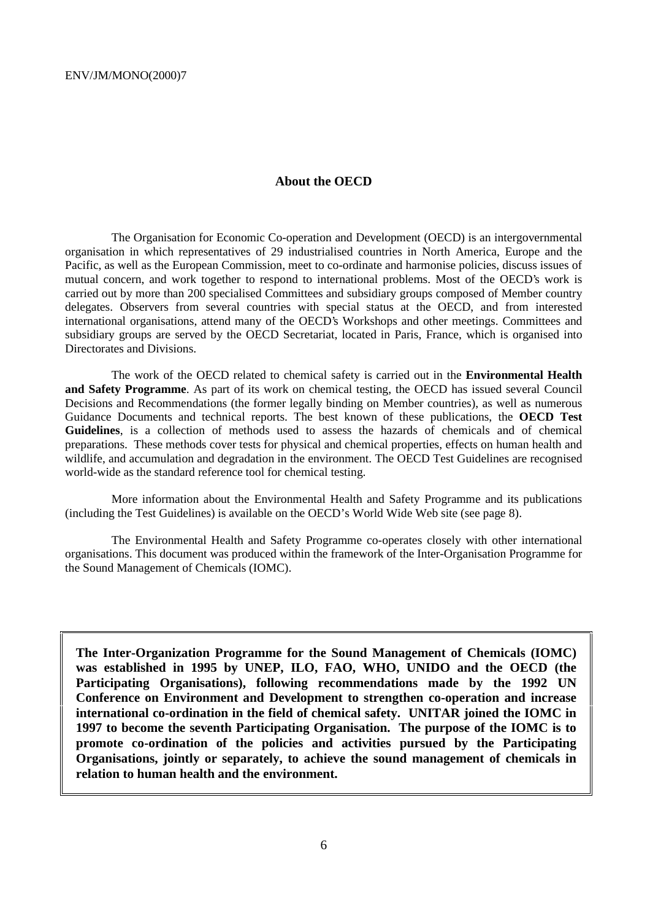## About the OECD

The Organisation for Economic Co-operation and Development (OECD) is an intergovernmental organisation in which representatives of 29 industrialised countries in North America, Europe and the Pacific, as well as the European Commission, meet to co-ordinate and harmonise policies, discuss issues of mutual concern, and work together to respond to international problems. Most of the OECD's work is carried out by more than 200 specialised Committees and subsidiary groups composed of Member country delegates. Observers from several countries with special status at the OECD, and from interested international organisations, attend many of the OECD's Workshops and other meetings. Committees and subsidiary groups are served by the OECD Secretariat, located in Paris, France, which is organised into Directorates and Divisions.

The work of the OECD related to chemical safety is carried out in the **Environmental Health and Safety Programme**. As part of its work on chemical testing, the OECD has issued several Council Decisions and Recommendations (the former legally binding on Member countries), as well as numerous Guidance Documents and technical reports. The best known of these publications, the **OECD Test Guidelines**, is a collection of methods used to assess the hazards of chemicals and of chemical preparations. These methods cover tests for physical and chemical properties, effects on human health and wildlife, and accumulation and degradation in the environment. The OECD Test Guidelines are recognised world-wide as the standard reference tool for chemical testing.

More information about the Environmental Health and Safety Programme and its publications (including the Test Guidelines) is available on the OECD's World Wide Web site (see page 8).

The Environmental Health and Safety Programme co-operates closely with other international organisations. This document was produced within the framework of the Inter-Organisation Programme for the Sound Management of Chemicals (IOMC).

**The Inter-Organization Programme for the Sound Management of Chemicals (IOMC) was established in 1995 by UNEP, ILO, FAO, WHO, UNIDO and the OECD (the Participating Organisations), following recommendations made by the 1992 UN Conference on Environment and Development to strengthen co-operation and increase international co-ordination in the field of chemical safety. UNITAR joined the IOMC in 1997 to become the seventh Participating Organisation. The purpose of the IOMC is to promote co-ordination of the policies and activities pursued by the Participating Organisations, jointly or separately, to achieve the sound management of chemicals in relation to human health and the environment.**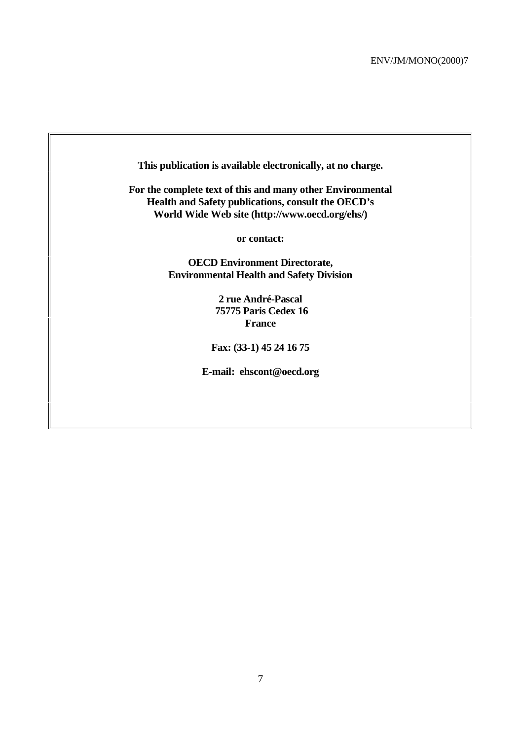**This publication is available electronically, at no charge.**

**For the complete text of this and many other Environmental Health and Safety publications, consult the OECD's World Wide Web site (http://www.oecd.org/ehs/)**

**or contact:**

**OECD Environment Directorate,**
**Environmental Health and Safety Division**

**2 rue André-Pascal**
**75775 Paris Cedex 16**
**France**

**Fax: (33-1) 45 24 16 75**

**E-mail: ehscont@oecd.org**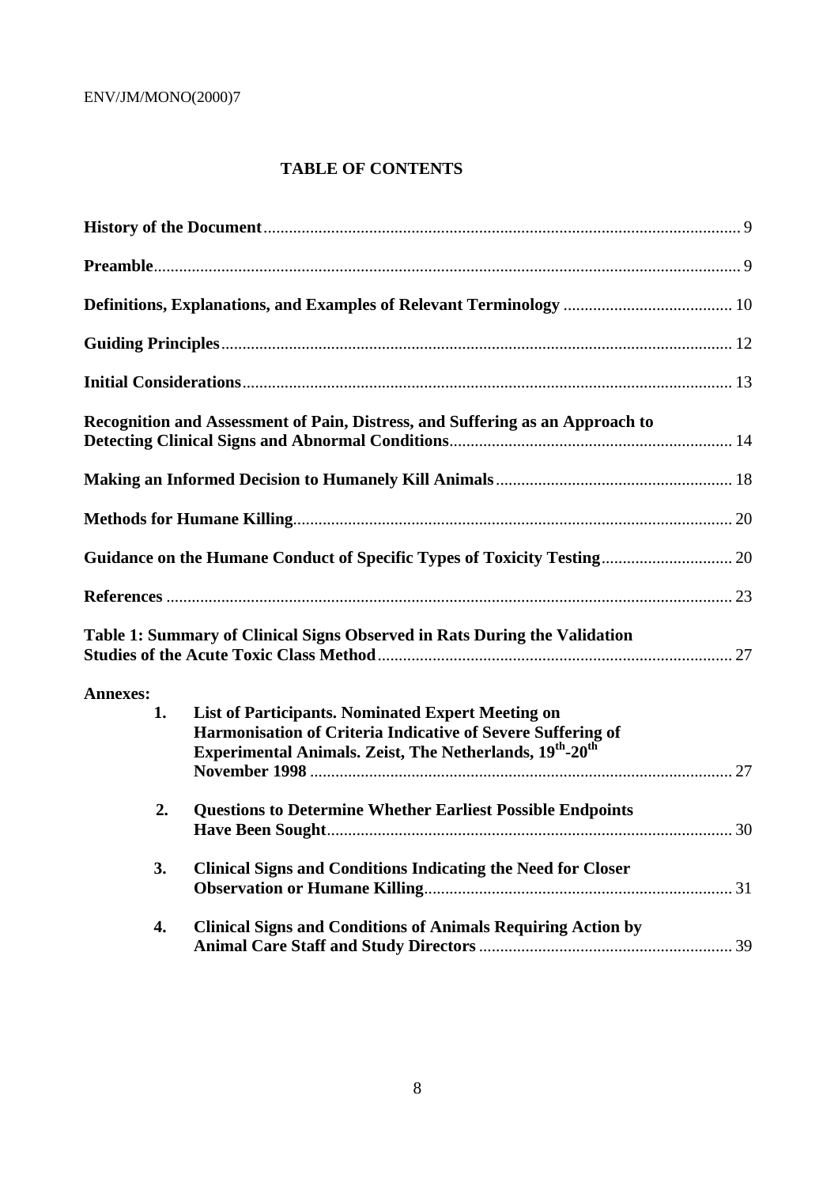## TABLE OF CONTENTS

**History of the Document** ........................................................................ 9

**Preamble** ........................................................................ 9

**Definitions, Explanations, and Examples of Relevant Terminology** ........................................ 10

**Guiding Principles** ........................................................................ 12

**Initial Considerations** ........................................................................ 13

**Recognition and Assessment of Pain, Distress, and Suffering as an Approach to Detecting Clinical Signs and Abnormal Conditions** ........................................ 14

**Making an Informed Decision to Humanely Kill Animals** ........................................ 18

**Methods for Humane Killing** ........................................................................ 20

**Guidance on the Humane Conduct of Specific Types of Toxicity Testing** ........................................ 20

**References** ........................................................................ 23

**Table 1: Summary of Clinical Signs Observed in Rats During the Validation Studies of the Acute Toxic Class Method** ........................................ 27

**Annexes:**

1. **List of Participants. Nominated Expert Meeting on Harmonisation of Criteria Indicative of Severe Suffering of Experimental Animals. Zeist, The Netherlands, 19th-20th November 1998** ........................................ 27

2. **Questions to Determine Whether Earliest Possible Endpoints Have Been Sought** ........................................ 30

3. **Clinical Signs and Conditions Indicating the Need for Closer Observation or Humane Killing** ........................................ 31

4. **Clinical Signs and Conditions of Animals Requiring Action by Animal Care Staff and Study Directors** ........................................ 39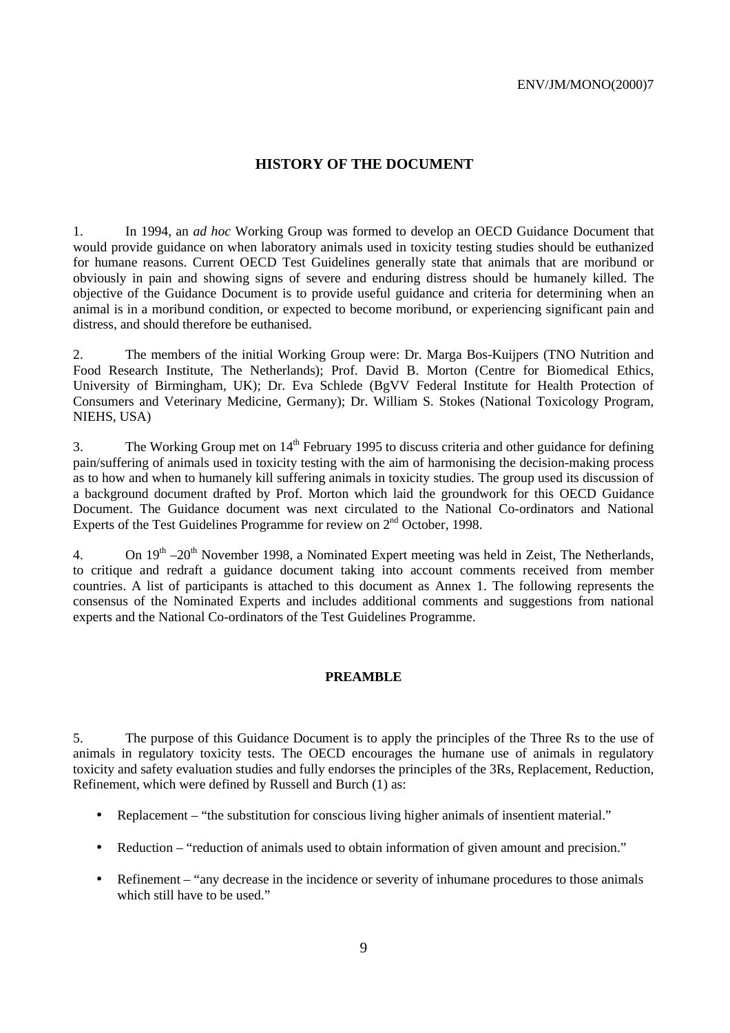## HISTORY OF THE DOCUMENT

1. In 1994, an *ad hoc* Working Group was formed to develop an OECD Guidance Document that would provide guidance on when laboratory animals used in toxicity testing studies should be euthanized for humane reasons. Current OECD Test Guidelines generally state that animals that are moribund or obviously in pain and showing signs of severe and enduring distress should be humanely killed. The objective of the Guidance Document is to provide useful guidance and criteria for determining when an animal is in a moribund condition, or expected to become moribund, or experiencing significant pain and distress, and should therefore be euthanised.

2. The members of the initial Working Group were: Dr. Marga Bos-Kuijpers (TNO Nutrition and Food Research Institute, The Netherlands); Prof. David B. Morton (Centre for Biomedical Ethics, University of Birmingham, UK); Dr. Eva Schlede (BgVV Federal Institute for Health Protection of Consumers and Veterinary Medicine, Germany); Dr. William S. Stokes (National Toxicology Program, NIEHS, USA)

3. The Working Group met on 14th February 1995 to discuss criteria and other guidance for defining pain/suffering of animals used in toxicity testing with the aim of harmonising the decision-making process as to how and when to humanely kill suffering animals in toxicity studies. The group used its discussion of a background document drafted by Prof. Morton which laid the groundwork for this OECD Guidance Document. The Guidance document was next circulated to the National Co-ordinators and National Experts of the Test Guidelines Programme for review on 2nd October, 1998.

4. On 19th –20th November 1998, a Nominated Expert meeting was held in Zeist, The Netherlands, to critique and redraft a guidance document taking into account comments received from member countries. A list of participants is attached to this document as Annex 1. The following represents the consensus of the Nominated Experts and includes additional comments and suggestions from national experts and the National Co-ordinators of the Test Guidelines Programme.

## PREAMBLE

5. The purpose of this Guidance Document is to apply the principles of the Three Rs to the use of animals in regulatory toxicity tests. The OECD encourages the humane use of animals in regulatory toxicity and safety evaluation studies and fully endorses the principles of the 3Rs, Replacement, Reduction, Refinement, which were defined by Russell and Burch (1) as:

- Replacement – "the substitution for conscious living higher animals of insentient material."
- Reduction – "reduction of animals used to obtain information of given amount and precision."
- Refinement – "any decrease in the incidence or severity of inhumane procedures to those animals which still have to be used."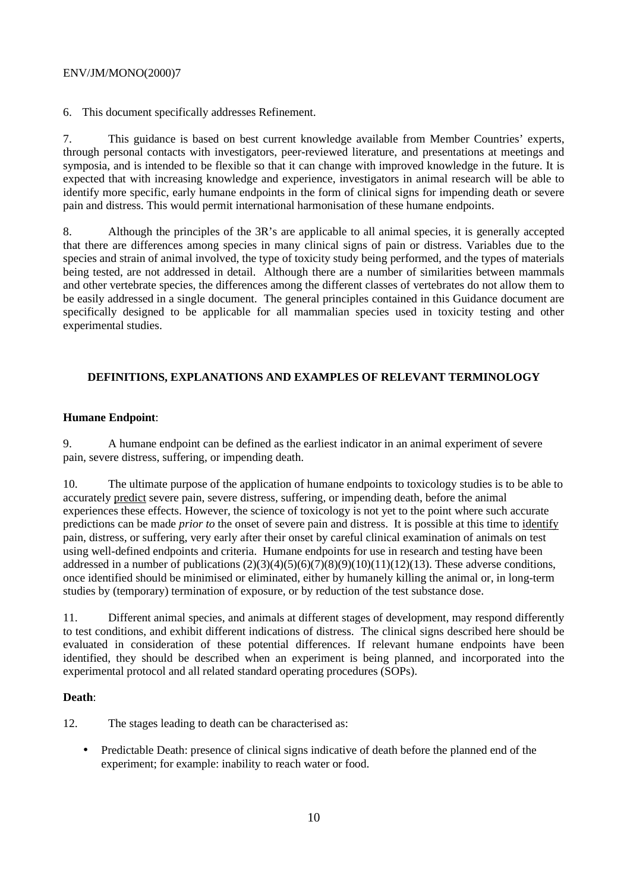6. This document specifically addresses Refinement.

7. This guidance is based on best current knowledge available from Member Countries' experts, through personal contacts with investigators, peer-reviewed literature, and presentations at meetings and symposia, and is intended to be flexible so that it can change with improved knowledge in the future. It is expected that with increasing knowledge and experience, investigators in animal research will be able to identify more specific, early humane endpoints in the form of clinical signs for impending death or severe pain and distress. This would permit international harmonisation of these humane endpoints.

8. Although the principles of the 3R's are applicable to all animal species, it is generally accepted that there are differences among species in many clinical signs of pain or distress. Variables due to the species and strain of animal involved, the type of toxicity study being performed, and the types of materials being tested, are not addressed in detail. Although there are a number of similarities between mammals and other vertebrate species, the differences among the different classes of vertebrates do not allow them to be easily addressed in a single document. The general principles contained in this Guidance document are specifically designed to be applicable for all mammalian species used in toxicity testing and other experimental studies.

## DEFINITIONS, EXPLANATIONS AND EXAMPLES OF RELEVANT TERMINOLOGY

**Humane Endpoint**:

9. A humane endpoint can be defined as the earliest indicator in an animal experiment of severe pain, severe distress, suffering, or impending death.

10. The ultimate purpose of the application of humane endpoints to toxicology studies is to be able to accurately predict severe pain, severe distress, suffering, or impending death, before the animal experiences these effects. However, the science of toxicology is not yet to the point where such accurate predictions can be made *prior to* the onset of severe pain and distress. It is possible at this time to identify pain, distress, or suffering, very early after their onset by careful clinical examination of animals on test using well-defined endpoints and criteria. Humane endpoints for use in research and testing have been addressed in a number of publications (2)(3)(4)(5)(6)(7)(8)(9)(10)(11)(12)(13). These adverse conditions, once identified should be minimised or eliminated, either by humanely killing the animal or, in long-term studies by (temporary) termination of exposure, or by reduction of the test substance dose.

11. Different animal species, and animals at different stages of development, may respond differently to test conditions, and exhibit different indications of distress. The clinical signs described here should be evaluated in consideration of these potential differences. If relevant humane endpoints have been identified, they should be described when an experiment is being planned, and incorporated into the experimental protocol and all related standard operating procedures (SOPs).

**Death**:

12. The stages leading to death can be characterised as:

- Predictable Death: presence of clinical signs indicative of death before the planned end of the experiment; for example: inability to reach water or food.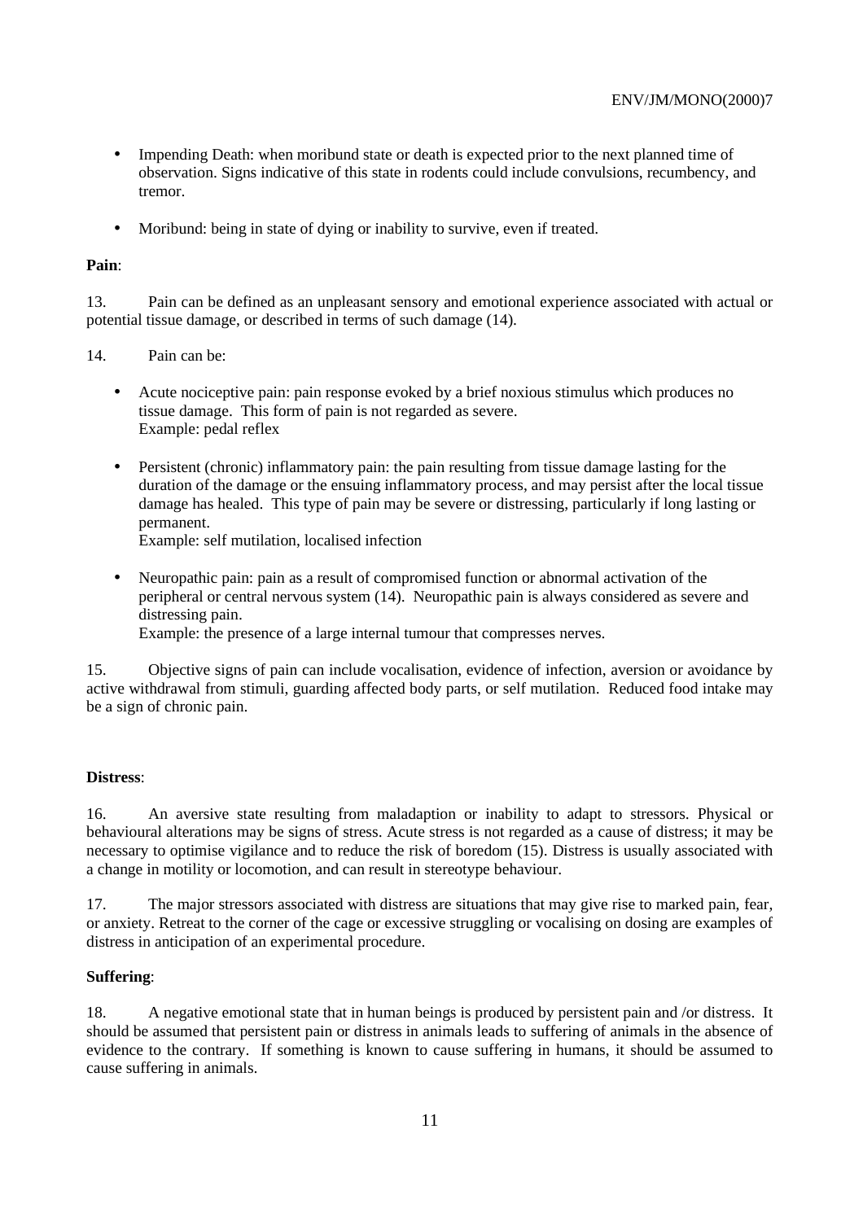- Impending Death: when moribund state or death is expected prior to the next planned time of observation. Signs indicative of this state in rodents could include convulsions, recumbency, and tremor.

- Moribund: being in state of dying or inability to survive, even if treated.

**Pain**:

13. Pain can be defined as an unpleasant sensory and emotional experience associated with actual or potential tissue damage, or described in terms of such damage (14).

14. Pain can be:

- Acute nociceptive pain: pain response evoked by a brief noxious stimulus which produces no tissue damage. This form of pain is not regarded as severe.
  Example: pedal reflex

- Persistent (chronic) inflammatory pain: the pain resulting from tissue damage lasting for the duration of the damage or the ensuing inflammatory process, and may persist after the local tissue damage has healed. This type of pain may be severe or distressing, particularly if long lasting or permanent.
  Example: self mutilation, localised infection

- Neuropathic pain: pain as a result of compromised function or abnormal activation of the peripheral or central nervous system (14). Neuropathic pain is always considered as severe and distressing pain.
  Example: the presence of a large internal tumour that compresses nerves.

15. Objective signs of pain can include vocalisation, evidence of infection, aversion or avoidance by active withdrawal from stimuli, guarding affected body parts, or self mutilation. Reduced food intake may be a sign of chronic pain.

**Distress**:

16. An aversive state resulting from maladaption or inability to adapt to stressors. Physical or behavioural alterations may be signs of stress. Acute stress is not regarded as a cause of distress; it may be necessary to optimise vigilance and to reduce the risk of boredom (15). Distress is usually associated with a change in motility or locomotion, and can result in stereotype behaviour.

17. The major stressors associated with distress are situations that may give rise to marked pain, fear, or anxiety. Retreat to the corner of the cage or excessive struggling or vocalising on dosing are examples of distress in anticipation of an experimental procedure.

**Suffering**:

18. A negative emotional state that in human beings is produced by persistent pain and /or distress. It should be assumed that persistent pain or distress in animals leads to suffering of animals in the absence of evidence to the contrary. If something is known to cause suffering in humans, it should be assumed to cause suffering in animals.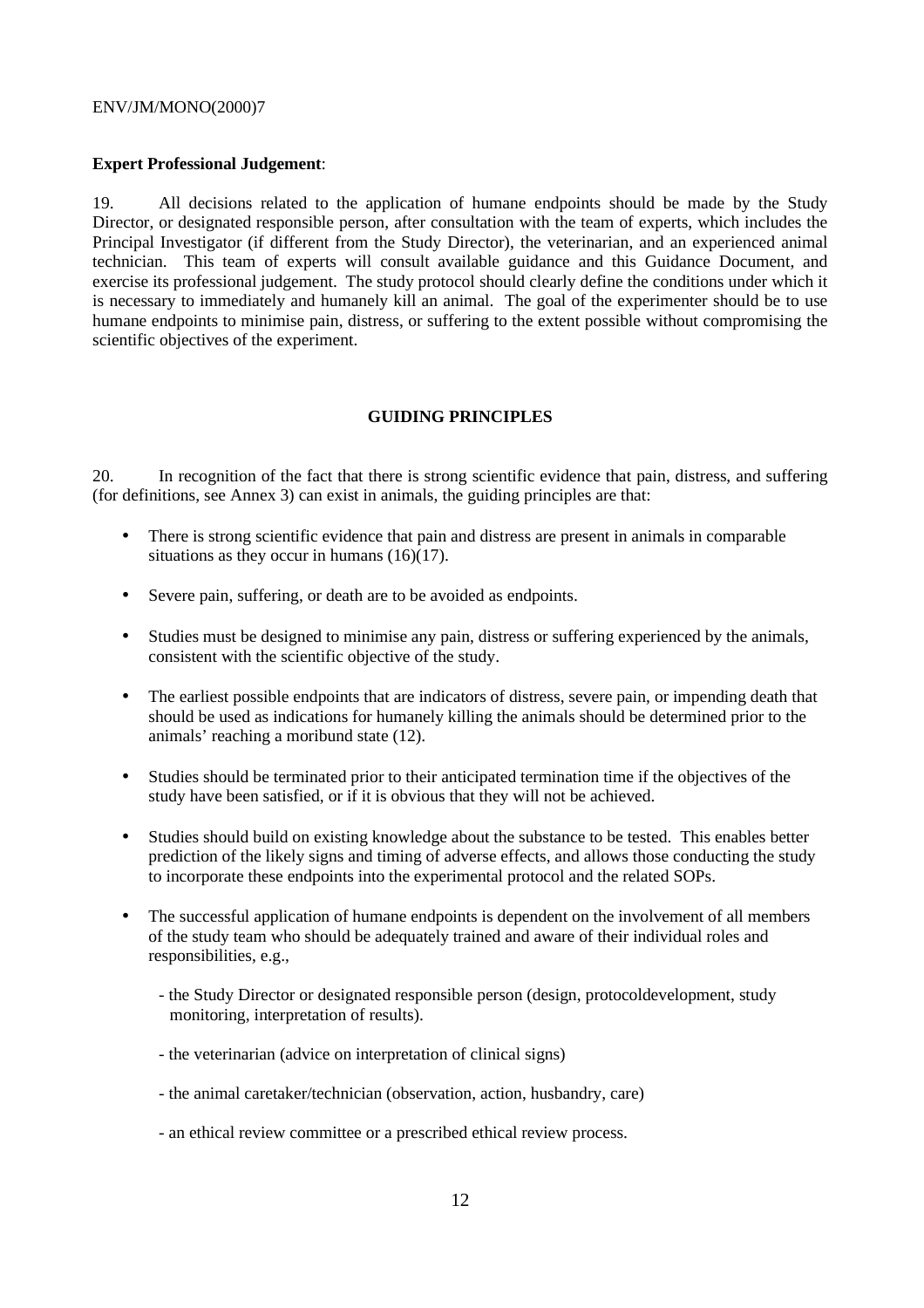**Expert Professional Judgement**:

19. All decisions related to the application of humane endpoints should be made by the Study Director, or designated responsible person, after consultation with the team of experts, which includes the Principal Investigator (if different from the Study Director), the veterinarian, and an experienced animal technician. This team of experts will consult available guidance and this Guidance Document, and exercise its professional judgement. The study protocol should clearly define the conditions under which it is necessary to immediately and humanely kill an animal. The goal of the experimenter should be to use humane endpoints to minimise pain, distress, or suffering to the extent possible without compromising the scientific objectives of the experiment.

## GUIDING PRINCIPLES

20. In recognition of the fact that there is strong scientific evidence that pain, distress, and suffering (for definitions, see Annex 3) can exist in animals, the guiding principles are that:

- There is strong scientific evidence that pain and distress are present in animals in comparable situations as they occur in humans (16)(17).
- Severe pain, suffering, or death are to be avoided as endpoints.
- Studies must be designed to minimise any pain, distress or suffering experienced by the animals, consistent with the scientific objective of the study.
- The earliest possible endpoints that are indicators of distress, severe pain, or impending death that should be used as indications for humanely killing the animals should be determined prior to the animals' reaching a moribund state (12).
- Studies should be terminated prior to their anticipated termination time if the objectives of the study have been satisfied, or if it is obvious that they will not be achieved.
- Studies should build on existing knowledge about the substance to be tested. This enables better prediction of the likely signs and timing of adverse effects, and allows those conducting the study to incorporate these endpoints into the experimental protocol and the related SOPs.
- The successful application of humane endpoints is dependent on the involvement of all members of the study team who should be adequately trained and aware of their individual roles and responsibilities, e.g.,

  - the Study Director or designated responsible person (design, protocoldevelopment, study monitoring, interpretation of results).
  - the veterinarian (advice on interpretation of clinical signs)
  - the animal caretaker/technician (observation, action, husbandry, care)
  - an ethical review committee or a prescribed ethical review process.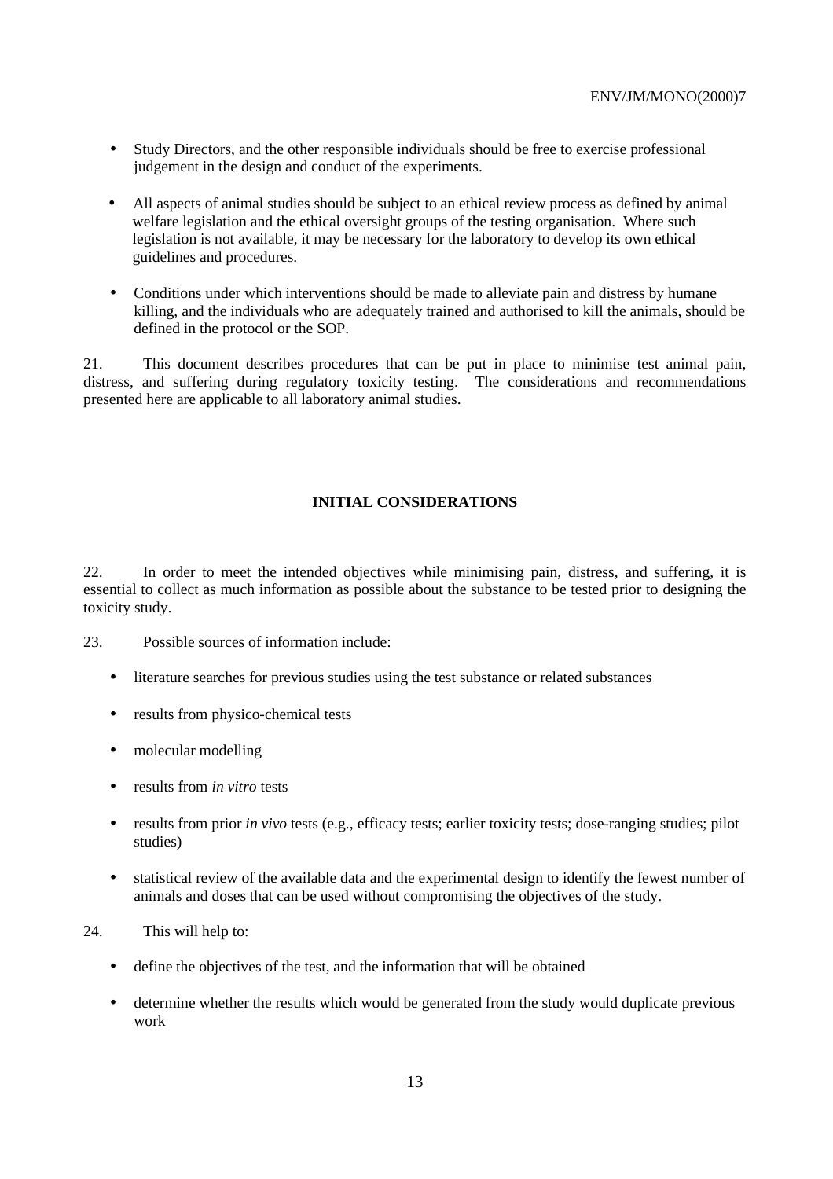- Study Directors, and the other responsible individuals should be free to exercise professional judgement in the design and conduct of the experiments.

- All aspects of animal studies should be subject to an ethical review process as defined by animal welfare legislation and the ethical oversight groups of the testing organisation. Where such legislation is not available, it may be necessary for the laboratory to develop its own ethical guidelines and procedures.

- Conditions under which interventions should be made to alleviate pain and distress by humane killing, and the individuals who are adequately trained and authorised to kill the animals, should be defined in the protocol or the SOP.

21. This document describes procedures that can be put in place to minimise test animal pain, distress, and suffering during regulatory toxicity testing. The considerations and recommendations presented here are applicable to all laboratory animal studies.

## INITIAL CONSIDERATIONS

22. In order to meet the intended objectives while minimising pain, distress, and suffering, it is essential to collect as much information as possible about the substance to be tested prior to designing the toxicity study.

23. Possible sources of information include:

- literature searches for previous studies using the test substance or related substances
- results from physico-chemical tests
- molecular modelling
- results from *in vitro* tests
- results from prior *in vivo* tests (e.g., efficacy tests; earlier toxicity tests; dose-ranging studies; pilot studies)
- statistical review of the available data and the experimental design to identify the fewest number of animals and doses that can be used without compromising the objectives of the study.

24. This will help to:

- define the objectives of the test, and the information that will be obtained
- determine whether the results which would be generated from the study would duplicate previous work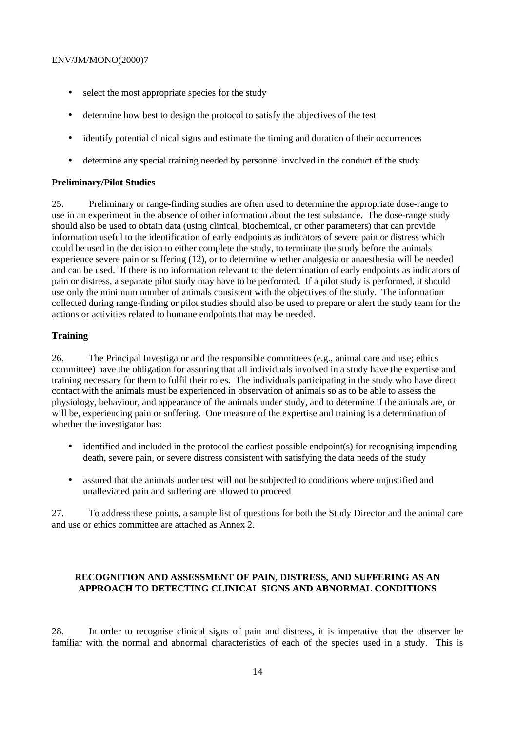- select the most appropriate species for the study
- determine how best to design the protocol to satisfy the objectives of the test
- identify potential clinical signs and estimate the timing and duration of their occurrences
- determine any special training needed by personnel involved in the conduct of the study

**Preliminary/Pilot Studies**

25. Preliminary or range-finding studies are often used to determine the appropriate dose-range to use in an experiment in the absence of other information about the test substance. The dose-range study should also be used to obtain data (using clinical, biochemical, or other parameters) that can provide information useful to the identification of early endpoints as indicators of severe pain or distress which could be used in the decision to either complete the study, to terminate the study before the animals experience severe pain or suffering (12), or to determine whether analgesia or anaesthesia will be needed and can be used. If there is no information relevant to the determination of early endpoints as indicators of pain or distress, a separate pilot study may have to be performed. If a pilot study is performed, it should use only the minimum number of animals consistent with the objectives of the study. The information collected during range-finding or pilot studies should also be used to prepare or alert the study team for the actions or activities related to humane endpoints that may be needed.

**Training**

26. The Principal Investigator and the responsible committees (e.g., animal care and use; ethics committee) have the obligation for assuring that all individuals involved in a study have the expertise and training necessary for them to fulfil their roles. The individuals participating in the study who have direct contact with the animals must be experienced in observation of animals so as to be able to assess the physiology, behaviour, and appearance of the animals under study, and to determine if the animals are, or will be, experiencing pain or suffering. One measure of the expertise and training is a determination of whether the investigator has:

- identified and included in the protocol the earliest possible endpoint(s) for recognising impending death, severe pain, or severe distress consistent with satisfying the data needs of the study
- assured that the animals under test will not be subjected to conditions where unjustified and unalleviated pain and suffering are allowed to proceed

27. To address these points, a sample list of questions for both the Study Director and the animal care and use or ethics committee are attached as Annex 2.

## RECOGNITION AND ASSESSMENT OF PAIN, DISTRESS, AND SUFFERING AS AN APPROACH TO DETECTING CLINICAL SIGNS AND ABNORMAL CONDITIONS

28. In order to recognise clinical signs of pain and distress, it is imperative that the observer be familiar with the normal and abnormal characteristics of each of the species used in a study. This is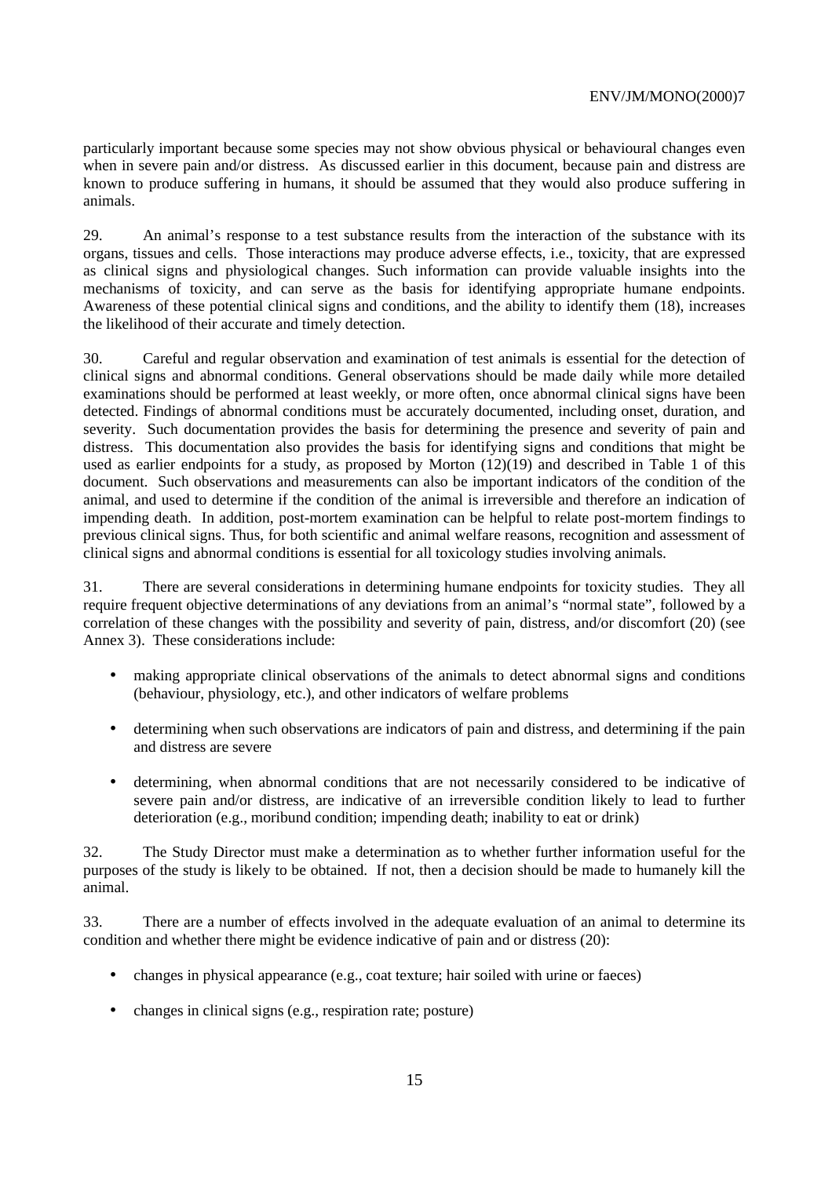particularly important because some species may not show obvious physical or behavioural changes even when in severe pain and/or distress. As discussed earlier in this document, because pain and distress are known to produce suffering in humans, it should be assumed that they would also produce suffering in animals.

29. An animal's response to a test substance results from the interaction of the substance with its organs, tissues and cells. Those interactions may produce adverse effects, i.e., toxicity, that are expressed as clinical signs and physiological changes. Such information can provide valuable insights into the mechanisms of toxicity, and can serve as the basis for identifying appropriate humane endpoints. Awareness of these potential clinical signs and conditions, and the ability to identify them (18), increases the likelihood of their accurate and timely detection.

30. Careful and regular observation and examination of test animals is essential for the detection of clinical signs and abnormal conditions. General observations should be made daily while more detailed examinations should be performed at least weekly, or more often, once abnormal clinical signs have been detected. Findings of abnormal conditions must be accurately documented, including onset, duration, and severity. Such documentation provides the basis for determining the presence and severity of pain and distress. This documentation also provides the basis for identifying signs and conditions that might be used as earlier endpoints for a study, as proposed by Morton (12)(19) and described in Table 1 of this document. Such observations and measurements can also be important indicators of the condition of the animal, and used to determine if the condition of the animal is irreversible and therefore an indication of impending death. In addition, post-mortem examination can be helpful to relate post-mortem findings to previous clinical signs. Thus, for both scientific and animal welfare reasons, recognition and assessment of clinical signs and abnormal conditions is essential for all toxicology studies involving animals.

31. There are several considerations in determining humane endpoints for toxicity studies. They all require frequent objective determinations of any deviations from an animal's "normal state", followed by a correlation of these changes with the possibility and severity of pain, distress, and/or discomfort (20) (see Annex 3). These considerations include:

- making appropriate clinical observations of the animals to detect abnormal signs and conditions (behaviour, physiology, etc.), and other indicators of welfare problems
- determining when such observations are indicators of pain and distress, and determining if the pain and distress are severe
- determining, when abnormal conditions that are not necessarily considered to be indicative of severe pain and/or distress, are indicative of an irreversible condition likely to lead to further deterioration (e.g., moribund condition; impending death; inability to eat or drink)

32. The Study Director must make a determination as to whether further information useful for the purposes of the study is likely to be obtained. If not, then a decision should be made to humanely kill the animal.

33. There are a number of effects involved in the adequate evaluation of an animal to determine its condition and whether there might be evidence indicative of pain and or distress (20):

- changes in physical appearance (e.g., coat texture; hair soiled with urine or faeces)
- changes in clinical signs (e.g., respiration rate; posture)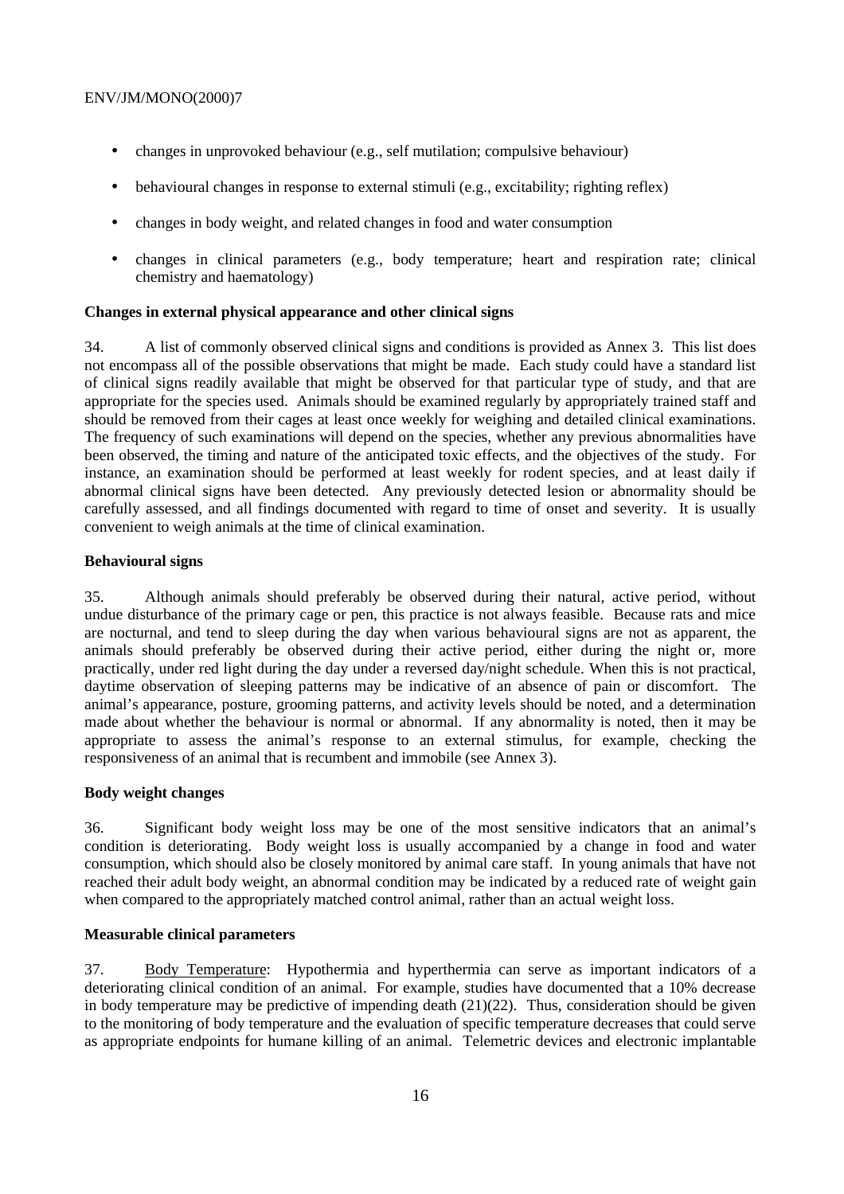- changes in unprovoked behaviour (e.g., self mutilation; compulsive behaviour)
- behavioural changes in response to external stimuli (e.g., excitability; righting reflex)
- changes in body weight, and related changes in food and water consumption
- changes in clinical parameters (e.g., body temperature; heart and respiration rate; clinical chemistry and haematology)

**Changes in external physical appearance and other clinical signs**

34. A list of commonly observed clinical signs and conditions is provided as Annex 3. This list does not encompass all of the possible observations that might be made. Each study could have a standard list of clinical signs readily available that might be observed for that particular type of study, and that are appropriate for the species used. Animals should be examined regularly by appropriately trained staff and should be removed from their cages at least once weekly for weighing and detailed clinical examinations. The frequency of such examinations will depend on the species, whether any previous abnormalities have been observed, the timing and nature of the anticipated toxic effects, and the objectives of the study. For instance, an examination should be performed at least weekly for rodent species, and at least daily if abnormal clinical signs have been detected. Any previously detected lesion or abnormality should be carefully assessed, and all findings documented with regard to time of onset and severity. It is usually convenient to weigh animals at the time of clinical examination.

**Behavioural signs**

35. Although animals should preferably be observed during their natural, active period, without undue disturbance of the primary cage or pen, this practice is not always feasible. Because rats and mice are nocturnal, and tend to sleep during the day when various behavioural signs are not as apparent, the animals should preferably be observed during their active period, either during the night or, more practically, under red light during the day under a reversed day/night schedule. When this is not practical, daytime observation of sleeping patterns may be indicative of an absence of pain or discomfort. The animal's appearance, posture, grooming patterns, and activity levels should be noted, and a determination made about whether the behaviour is normal or abnormal. If any abnormality is noted, then it may be appropriate to assess the animal's response to an external stimulus, for example, checking the responsiveness of an animal that is recumbent and immobile (see Annex 3).

**Body weight changes**

36. Significant body weight loss may be one of the most sensitive indicators that an animal's condition is deteriorating. Body weight loss is usually accompanied by a change in food and water consumption, which should also be closely monitored by animal care staff. In young animals that have not reached their adult body weight, an abnormal condition may be indicated by a reduced rate of weight gain when compared to the appropriately matched control animal, rather than an actual weight loss.

**Measurable clinical parameters**

37. Body Temperature: Hypothermia and hyperthermia can serve as important indicators of a deteriorating clinical condition of an animal. For example, studies have documented that a 10% decrease in body temperature may be predictive of impending death (21)(22). Thus, consideration should be given to the monitoring of body temperature and the evaluation of specific temperature decreases that could serve as appropriate endpoints for humane killing of an animal. Telemetric devices and electronic implantable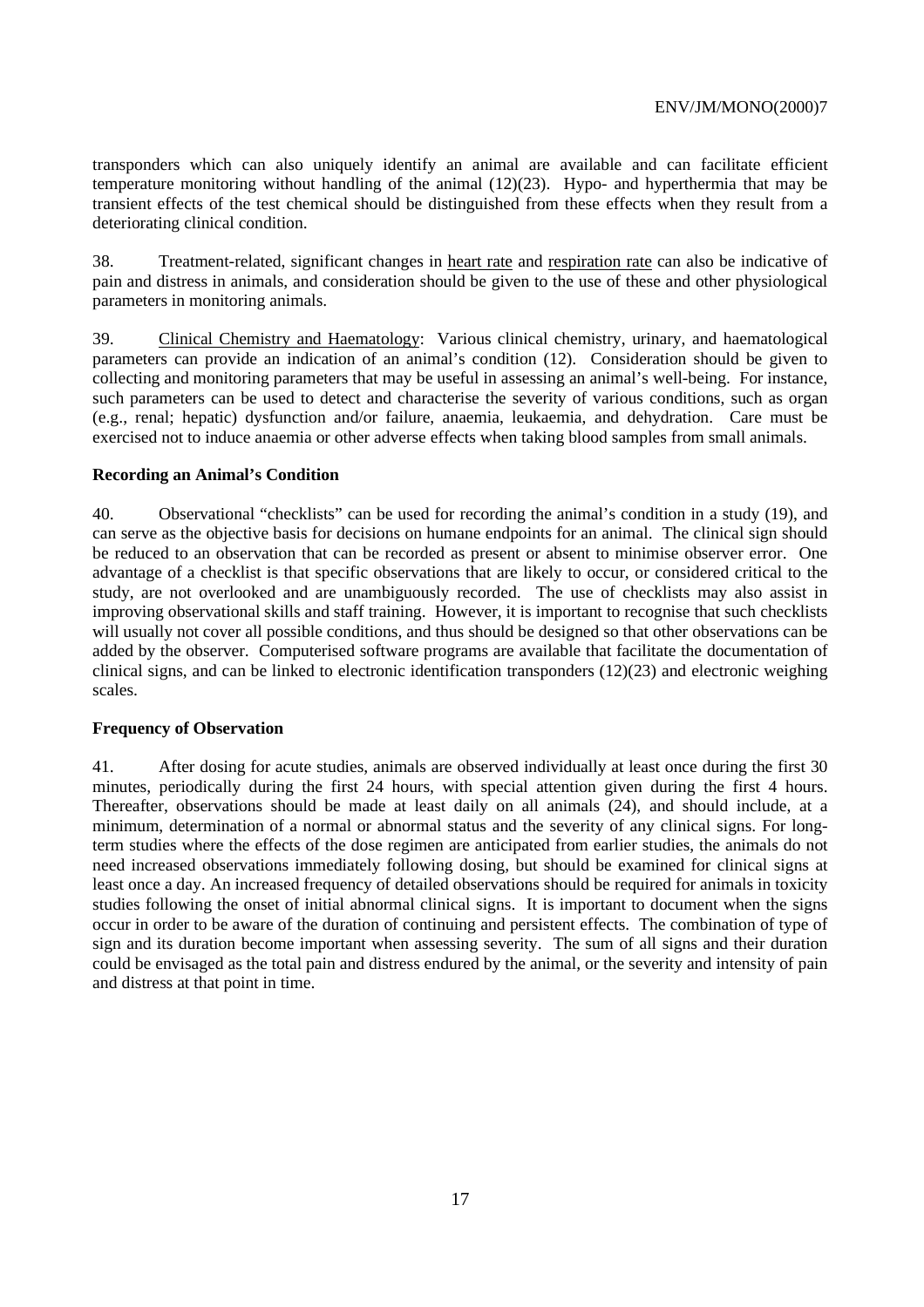transponders which can also uniquely identify an animal are available and can facilitate efficient temperature monitoring without handling of the animal (12)(23). Hypo- and hyperthermia that may be transient effects of the test chemical should be distinguished from these effects when they result from a deteriorating clinical condition.

38. Treatment-related, significant changes in <u>heart rate</u> and <u>respiration rate</u> can also be indicative of pain and distress in animals, and consideration should be given to the use of these and other physiological parameters in monitoring animals.

39. <u>Clinical Chemistry and Haematology</u>: Various clinical chemistry, urinary, and haematological parameters can provide an indication of an animal's condition (12). Consideration should be given to collecting and monitoring parameters that may be useful in assessing an animal's well-being. For instance, such parameters can be used to detect and characterise the severity of various conditions, such as organ (e.g., renal; hepatic) dysfunction and/or failure, anaemia, leukaemia, and dehydration. Care must be exercised not to induce anaemia or other adverse effects when taking blood samples from small animals.

**Recording an Animal's Condition**

40. Observational "checklists" can be used for recording the animal's condition in a study (19), and can serve as the objective basis for decisions on humane endpoints for an animal. The clinical sign should be reduced to an observation that can be recorded as present or absent to minimise observer error. One advantage of a checklist is that specific observations that are likely to occur, or considered critical to the study, are not overlooked and are unambiguously recorded. The use of checklists may also assist in improving observational skills and staff training. However, it is important to recognise that such checklists will usually not cover all possible conditions, and thus should be designed so that other observations can be added by the observer. Computerised software programs are available that facilitate the documentation of clinical signs, and can be linked to electronic identification transponders (12)(23) and electronic weighing scales.

**Frequency of Observation**

41. After dosing for acute studies, animals are observed individually at least once during the first 30 minutes, periodically during the first 24 hours, with special attention given during the first 4 hours. Thereafter, observations should be made at least daily on all animals (24), and should include, at a minimum, determination of a normal or abnormal status and the severity of any clinical signs. For long-term studies where the effects of the dose regimen are anticipated from earlier studies, the animals do not need increased observations immediately following dosing, but should be examined for clinical signs at least once a day. An increased frequency of detailed observations should be required for animals in toxicity studies following the onset of initial abnormal clinical signs. It is important to document when the signs occur in order to be aware of the duration of continuing and persistent effects. The combination of type of sign and its duration become important when assessing severity. The sum of all signs and their duration could be envisaged as the total pain and distress endured by the animal, or the severity and intensity of pain and distress at that point in time.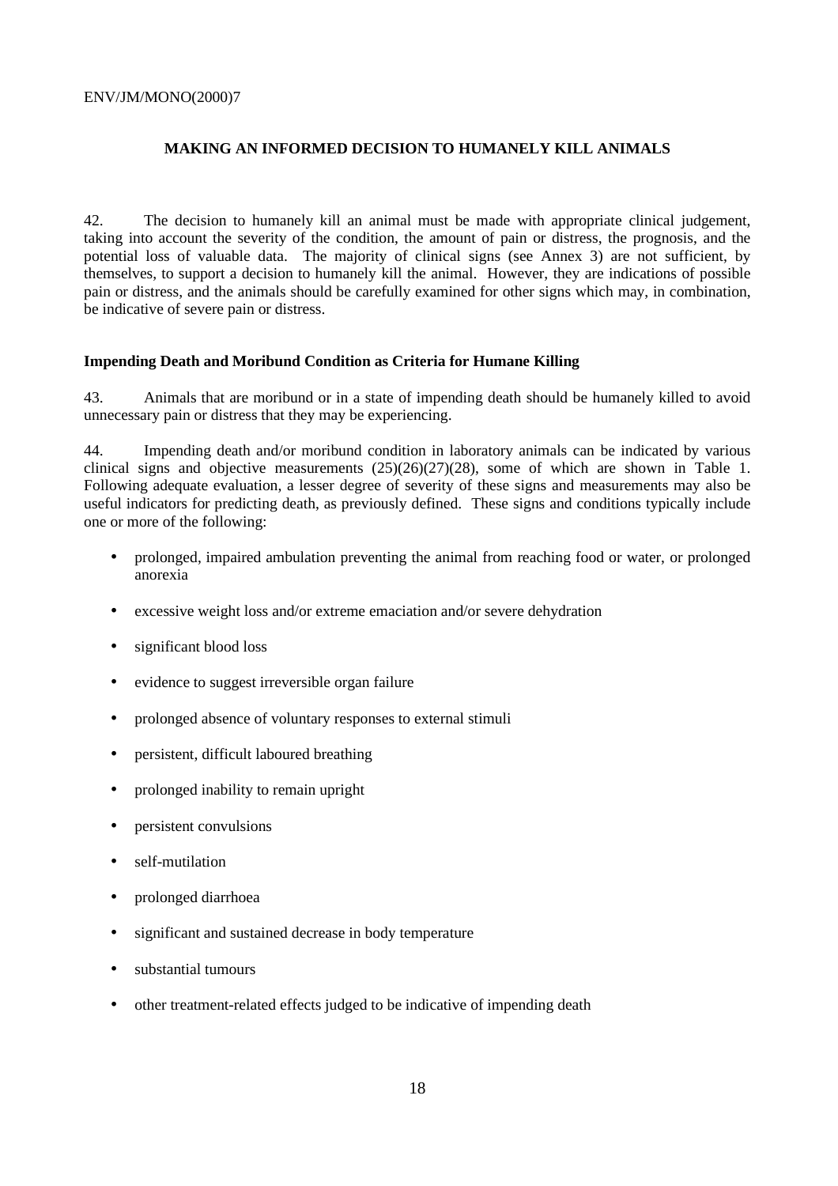## MAKING AN INFORMED DECISION TO HUMANELY KILL ANIMALS

42. The decision to humanely kill an animal must be made with appropriate clinical judgement, taking into account the severity of the condition, the amount of pain or distress, the prognosis, and the potential loss of valuable data. The majority of clinical signs (see Annex 3) are not sufficient, by themselves, to support a decision to humanely kill the animal. However, they are indications of possible pain or distress, and the animals should be carefully examined for other signs which may, in combination, be indicative of severe pain or distress.

### Impending Death and Moribund Condition as Criteria for Humane Killing

43. Animals that are moribund or in a state of impending death should be humanely killed to avoid unnecessary pain or distress that they may be experiencing.

44. Impending death and/or moribund condition in laboratory animals can be indicated by various clinical signs and objective measurements (25)(26)(27)(28), some of which are shown in Table 1. Following adequate evaluation, a lesser degree of severity of these signs and measurements may also be useful indicators for predicting death, as previously defined. These signs and conditions typically include one or more of the following:

- prolonged, impaired ambulation preventing the animal from reaching food or water, or prolonged anorexia
- excessive weight loss and/or extreme emaciation and/or severe dehydration
- significant blood loss
- evidence to suggest irreversible organ failure
- prolonged absence of voluntary responses to external stimuli
- persistent, difficult laboured breathing
- prolonged inability to remain upright
- persistent convulsions
- self-mutilation
- prolonged diarrhoea
- significant and sustained decrease in body temperature
- substantial tumours
- other treatment-related effects judged to be indicative of impending death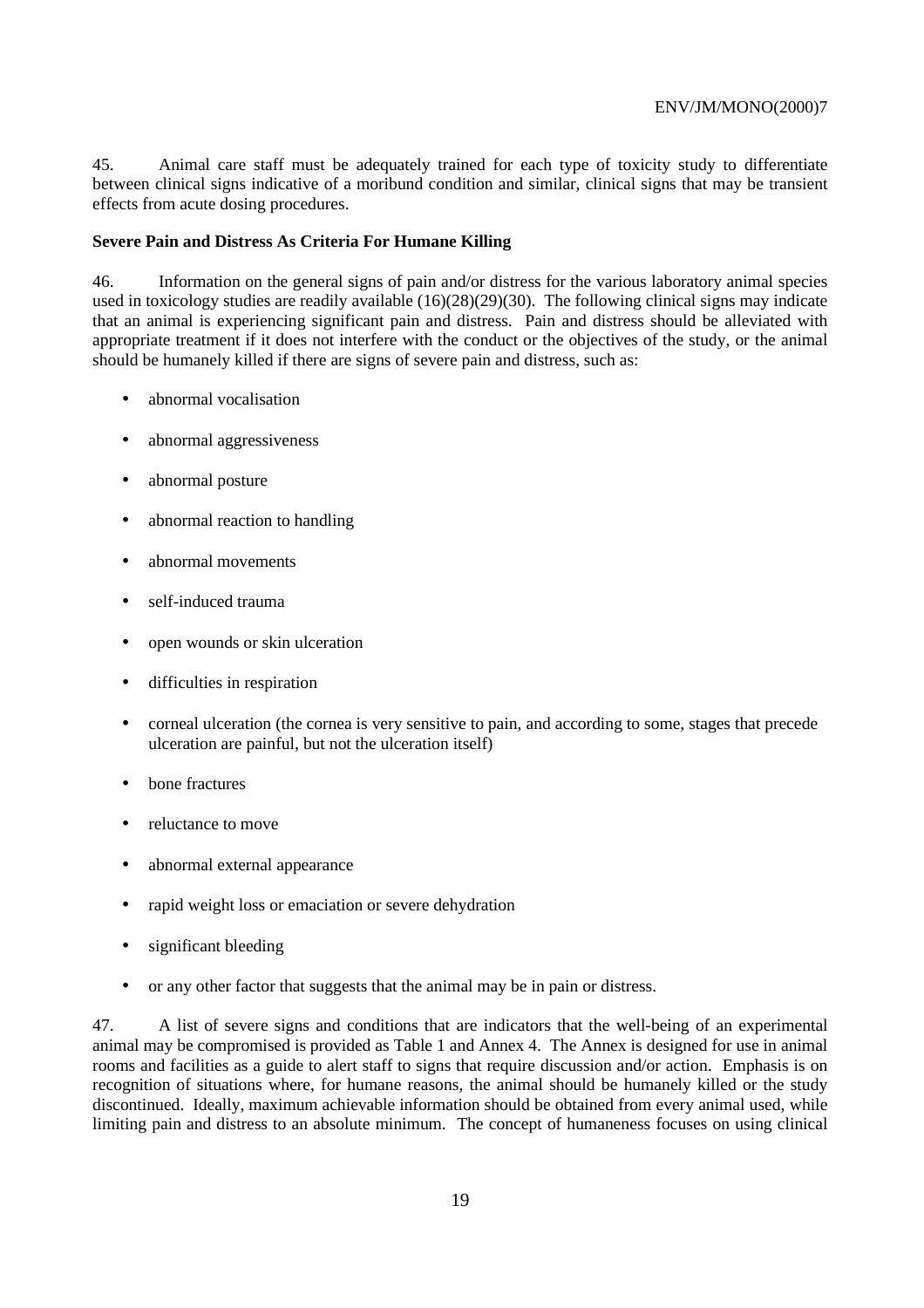45. Animal care staff must be adequately trained for each type of toxicity study to differentiate between clinical signs indicative of a moribund condition and similar, clinical signs that may be transient effects from acute dosing procedures.

**Severe Pain and Distress As Criteria For Humane Killing**

46. Information on the general signs of pain and/or distress for the various laboratory animal species used in toxicology studies are readily available (16)(28)(29)(30). The following clinical signs may indicate that an animal is experiencing significant pain and distress. Pain and distress should be alleviated with appropriate treatment if it does not interfere with the conduct or the objectives of the study, or the animal should be humanely killed if there are signs of severe pain and distress, such as:

- abnormal vocalisation
- abnormal aggressiveness
- abnormal posture
- abnormal reaction to handling
- abnormal movements
- self-induced trauma
- open wounds or skin ulceration
- difficulties in respiration
- corneal ulceration (the cornea is very sensitive to pain, and according to some, stages that precede ulceration are painful, but not the ulceration itself)
- bone fractures
- reluctance to move
- abnormal external appearance
- rapid weight loss or emaciation or severe dehydration
- significant bleeding
- or any other factor that suggests that the animal may be in pain or distress.

47. A list of severe signs and conditions that are indicators that the well-being of an experimental animal may be compromised is provided as Table 1 and Annex 4. The Annex is designed for use in animal rooms and facilities as a guide to alert staff to signs that require discussion and/or action. Emphasis is on recognition of situations where, for humane reasons, the animal should be humanely killed or the study discontinued. Ideally, maximum achievable information should be obtained from every animal used, while limiting pain and distress to an absolute minimum. The concept of humaneness focuses on using clinical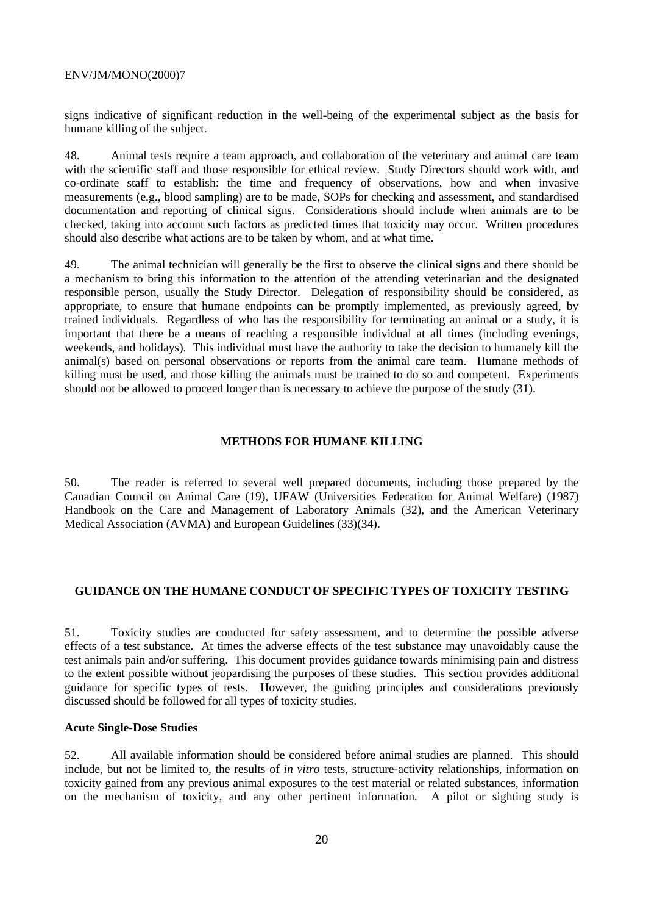signs indicative of significant reduction in the well-being of the experimental subject as the basis for humane killing of the subject.

48. Animal tests require a team approach, and collaboration of the veterinary and animal care team with the scientific staff and those responsible for ethical review. Study Directors should work with, and co-ordinate staff to establish: the time and frequency of observations, how and when invasive measurements (e.g., blood sampling) are to be made, SOPs for checking and assessment, and standardised documentation and reporting of clinical signs. Considerations should include when animals are to be checked, taking into account such factors as predicted times that toxicity may occur. Written procedures should also describe what actions are to be taken by whom, and at what time.

49. The animal technician will generally be the first to observe the clinical signs and there should be a mechanism to bring this information to the attention of the attending veterinarian and the designated responsible person, usually the Study Director. Delegation of responsibility should be considered, as appropriate, to ensure that humane endpoints can be promptly implemented, as previously agreed, by trained individuals. Regardless of who has the responsibility for terminating an animal or a study, it is important that there be a means of reaching a responsible individual at all times (including evenings, weekends, and holidays). This individual must have the authority to take the decision to humanely kill the animal(s) based on personal observations or reports from the animal care team. Humane methods of killing must be used, and those killing the animals must be trained to do so and competent. Experiments should not be allowed to proceed longer than is necessary to achieve the purpose of the study (31).

## METHODS FOR HUMANE KILLING

50. The reader is referred to several well prepared documents, including those prepared by the Canadian Council on Animal Care (19), UFAW (Universities Federation for Animal Welfare) (1987) Handbook on the Care and Management of Laboratory Animals (32), and the American Veterinary Medical Association (AVMA) and European Guidelines (33)(34).

## GUIDANCE ON THE HUMANE CONDUCT OF SPECIFIC TYPES OF TOXICITY TESTING

51. Toxicity studies are conducted for safety assessment, and to determine the possible adverse effects of a test substance. At times the adverse effects of the test substance may unavoidably cause the test animals pain and/or suffering. This document provides guidance towards minimising pain and distress to the extent possible without jeopardising the purposes of these studies. This section provides additional guidance for specific types of tests. However, the guiding principles and considerations previously discussed should be followed for all types of toxicity studies.

### Acute Single-Dose Studies

52. All available information should be considered before animal studies are planned. This should include, but not be limited to, the results of *in vitro* tests, structure-activity relationships, information on toxicity gained from any previous animal exposures to the test material or related substances, information on the mechanism of toxicity, and any other pertinent information. A pilot or sighting study is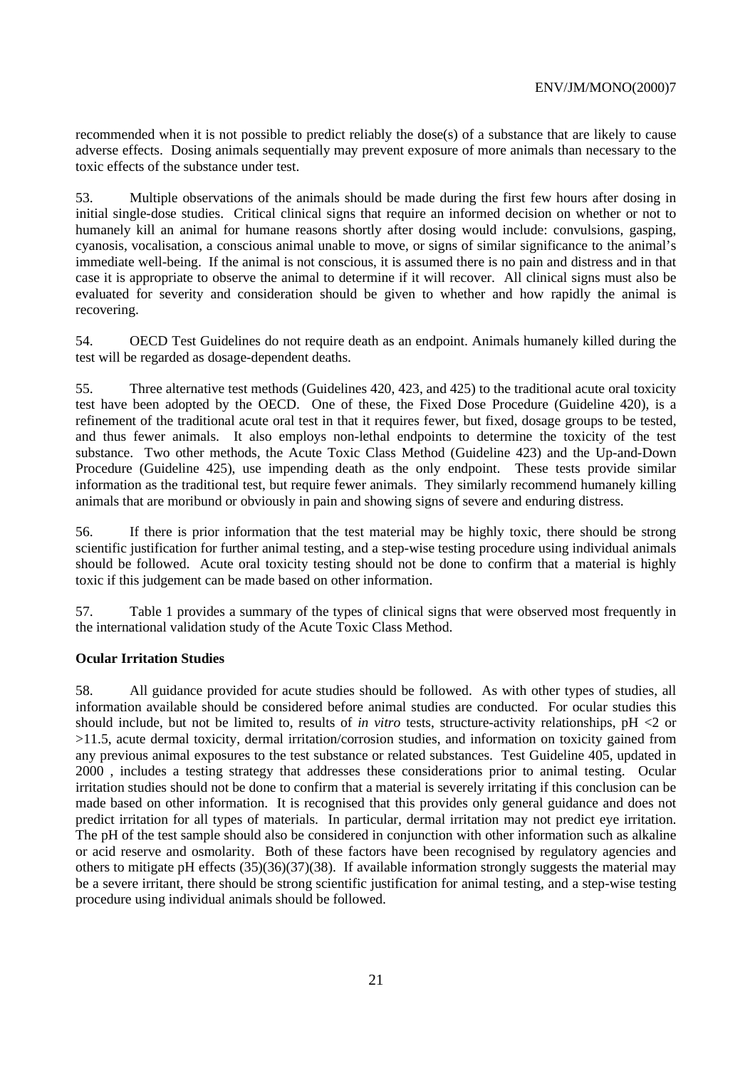recommended when it is not possible to predict reliably the dose(s) of a substance that are likely to cause adverse effects. Dosing animals sequentially may prevent exposure of more animals than necessary to the toxic effects of the substance under test.

53. Multiple observations of the animals should be made during the first few hours after dosing in initial single-dose studies. Critical clinical signs that require an informed decision on whether or not to humanely kill an animal for humane reasons shortly after dosing would include: convulsions, gasping, cyanosis, vocalisation, a conscious animal unable to move, or signs of similar significance to the animal's immediate well-being. If the animal is not conscious, it is assumed there is no pain and distress and in that case it is appropriate to observe the animal to determine if it will recover. All clinical signs must also be evaluated for severity and consideration should be given to whether and how rapidly the animal is recovering.

54. OECD Test Guidelines do not require death as an endpoint. Animals humanely killed during the test will be regarded as dosage-dependent deaths.

55. Three alternative test methods (Guidelines 420, 423, and 425) to the traditional acute oral toxicity test have been adopted by the OECD. One of these, the Fixed Dose Procedure (Guideline 420), is a refinement of the traditional acute oral test in that it requires fewer, but fixed, dosage groups to be tested, and thus fewer animals. It also employs non-lethal endpoints to determine the toxicity of the test substance. Two other methods, the Acute Toxic Class Method (Guideline 423) and the Up-and-Down Procedure (Guideline 425), use impending death as the only endpoint. These tests provide similar information as the traditional test, but require fewer animals. They similarly recommend humanely killing animals that are moribund or obviously in pain and showing signs of severe and enduring distress.

56. If there is prior information that the test material may be highly toxic, there should be strong scientific justification for further animal testing, and a step-wise testing procedure using individual animals should be followed. Acute oral toxicity testing should not be done to confirm that a material is highly toxic if this judgement can be made based on other information.

57. Table 1 provides a summary of the types of clinical signs that were observed most frequently in the international validation study of the Acute Toxic Class Method.

**Ocular Irritation Studies**

58. All guidance provided for acute studies should be followed. As with other types of studies, all information available should be considered before animal studies are conducted. For ocular studies this should include, but not be limited to, results of *in vitro* tests, structure-activity relationships, pH $<2$ or $>11.5$, acute dermal toxicity, dermal irritation/corrosion studies, and information on toxicity gained from any previous animal exposures to the test substance or related substances. Test Guideline 405, updated in 2000 , includes a testing strategy that addresses these considerations prior to animal testing. Ocular irritation studies should not be done to confirm that a material is severely irritating if this conclusion can be made based on other information. It is recognised that this provides only general guidance and does not predict irritation for all types of materials. In particular, dermal irritation may not predict eye irritation. The pH of the test sample should also be considered in conjunction with other information such as alkaline or acid reserve and osmolarity. Both of these factors have been recognised by regulatory agencies and others to mitigate pH effects (35)(36)(37)(38). If available information strongly suggests the material may be a severe irritant, there should be strong scientific justification for animal testing, and a step-wise testing procedure using individual animals should be followed.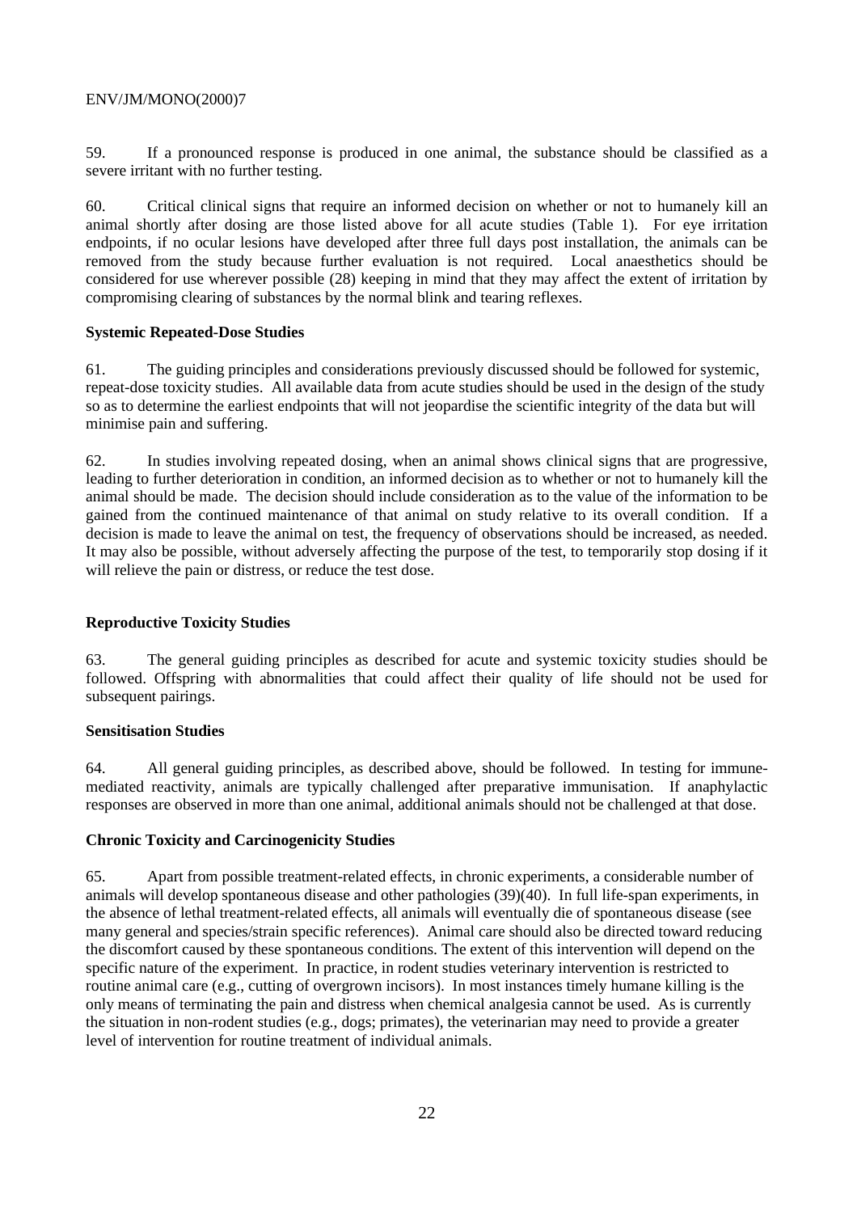59. If a pronounced response is produced in one animal, the substance should be classified as a severe irritant with no further testing.

60. Critical clinical signs that require an informed decision on whether or not to humanely kill an animal shortly after dosing are those listed above for all acute studies (Table 1). For eye irritation endpoints, if no ocular lesions have developed after three full days post installation, the animals can be removed from the study because further evaluation is not required. Local anaesthetics should be considered for use wherever possible (28) keeping in mind that they may affect the extent of irritation by compromising clearing of substances by the normal blink and tearing reflexes.

**Systemic Repeated-Dose Studies**

61. The guiding principles and considerations previously discussed should be followed for systemic, repeat-dose toxicity studies. All available data from acute studies should be used in the design of the study so as to determine the earliest endpoints that will not jeopardise the scientific integrity of the data but will minimise pain and suffering.

62. In studies involving repeated dosing, when an animal shows clinical signs that are progressive, leading to further deterioration in condition, an informed decision as to whether or not to humanely kill the animal should be made. The decision should include consideration as to the value of the information to be gained from the continued maintenance of that animal on study relative to its overall condition. If a decision is made to leave the animal on test, the frequency of observations should be increased, as needed. It may also be possible, without adversely affecting the purpose of the test, to temporarily stop dosing if it will relieve the pain or distress, or reduce the test dose.

**Reproductive Toxicity Studies**

63. The general guiding principles as described for acute and systemic toxicity studies should be followed. Offspring with abnormalities that could affect their quality of life should not be used for subsequent pairings.

**Sensitisation Studies**

64. All general guiding principles, as described above, should be followed. In testing for immune-mediated reactivity, animals are typically challenged after preparative immunisation. If anaphylactic responses are observed in more than one animal, additional animals should not be challenged at that dose.

**Chronic Toxicity and Carcinogenicity Studies**

65. Apart from possible treatment-related effects, in chronic experiments, a considerable number of animals will develop spontaneous disease and other pathologies (39)(40). In full life-span experiments, in the absence of lethal treatment-related effects, all animals will eventually die of spontaneous disease (see many general and species/strain specific references). Animal care should also be directed toward reducing the discomfort caused by these spontaneous conditions. The extent of this intervention will depend on the specific nature of the experiment. In practice, in rodent studies veterinary intervention is restricted to routine animal care (e.g., cutting of overgrown incisors). In most instances timely humane killing is the only means of terminating the pain and distress when chemical analgesia cannot be used. As is currently the situation in non-rodent studies (e.g., dogs; primates), the veterinarian may need to provide a greater level of intervention for routine treatment of individual animals.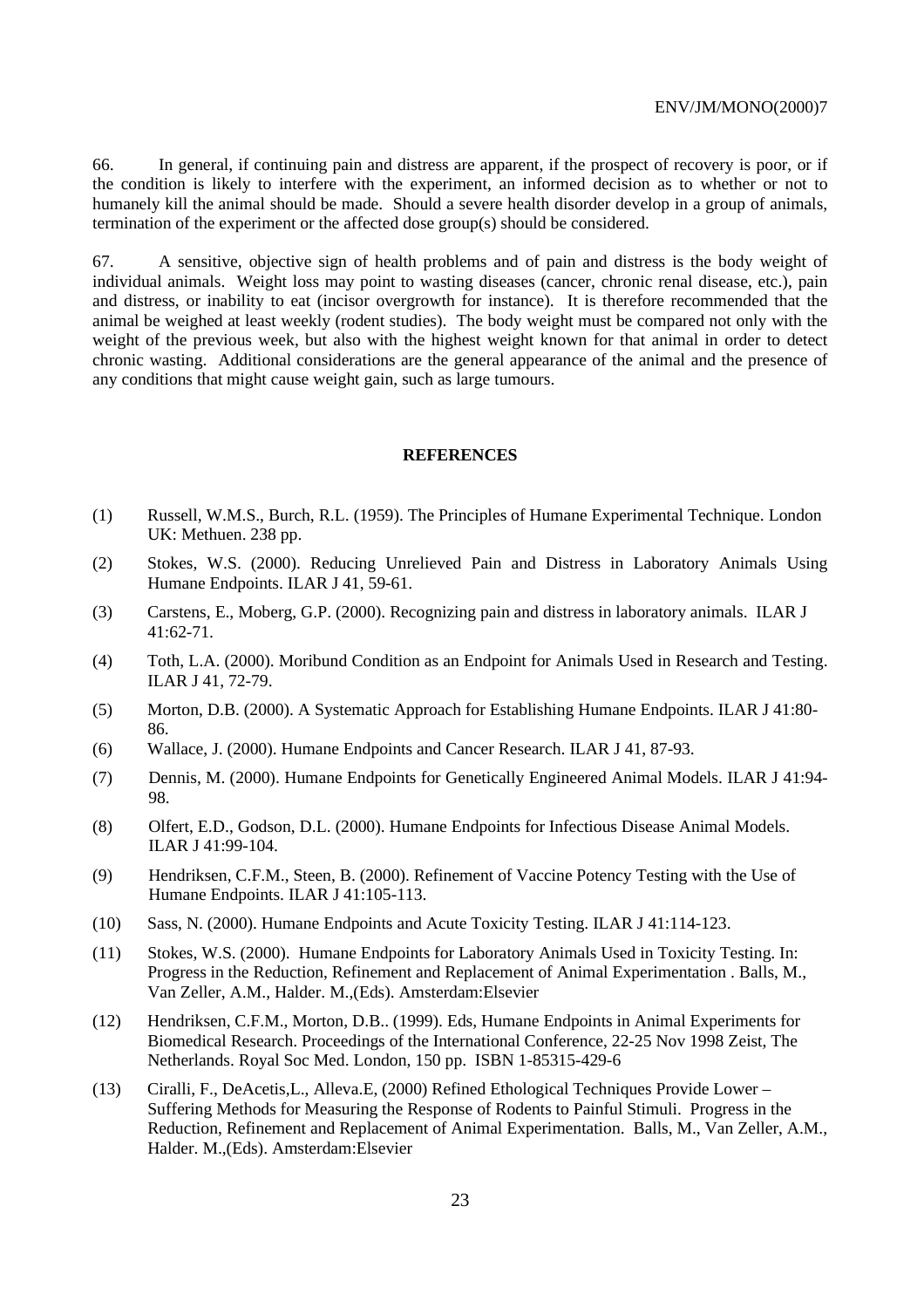66. In general, if continuing pain and distress are apparent, if the prospect of recovery is poor, or if the condition is likely to interfere with the experiment, an informed decision as to whether or not to humanely kill the animal should be made. Should a severe health disorder develop in a group of animals, termination of the experiment or the affected dose group(s) should be considered.

67. A sensitive, objective sign of health problems and of pain and distress is the body weight of individual animals. Weight loss may point to wasting diseases (cancer, chronic renal disease, etc.), pain and distress, or inability to eat (incisor overgrowth for instance). It is therefore recommended that the animal be weighed at least weekly (rodent studies). The body weight must be compared not only with the weight of the previous week, but also with the highest weight known for that animal in order to detect chronic wasting. Additional considerations are the general appearance of the animal and the presence of any conditions that might cause weight gain, such as large tumours.

## REFERENCES

(1) Russell, W.M.S., Burch, R.L. (1959). The Principles of Humane Experimental Technique. London UK: Methuen. 238 pp.

(2) Stokes, W.S. (2000). Reducing Unrelieved Pain and Distress in Laboratory Animals Using Humane Endpoints. ILAR J 41, 59-61.

(3) Carstens, E., Moberg, G.P. (2000). Recognizing pain and distress in laboratory animals. ILAR J 41:62-71.

(4) Toth, L.A. (2000). Moribund Condition as an Endpoint for Animals Used in Research and Testing. ILAR J 41, 72-79.

(5) Morton, D.B. (2000). A Systematic Approach for Establishing Humane Endpoints. ILAR J 41:80-86.

(6) Wallace, J. (2000). Humane Endpoints and Cancer Research. ILAR J 41, 87-93.

(7) Dennis, M. (2000). Humane Endpoints for Genetically Engineered Animal Models. ILAR J 41:94-98.

(8) Olfert, E.D., Godson, D.L. (2000). Humane Endpoints for Infectious Disease Animal Models. ILAR J 41:99-104.

(9) Hendriksen, C.F.M., Steen, B. (2000). Refinement of Vaccine Potency Testing with the Use of Humane Endpoints. ILAR J 41:105-113.

(10) Sass, N. (2000). Humane Endpoints and Acute Toxicity Testing. ILAR J 41:114-123.

(11) Stokes, W.S. (2000). Humane Endpoints for Laboratory Animals Used in Toxicity Testing. In: Progress in the Reduction, Refinement and Replacement of Animal Experimentation . Balls, M., Van Zeller, A.M., Halder. M.,(Eds). Amsterdam:Elsevier

(12) Hendriksen, C.F.M., Morton, D.B.. (1999). Eds, Humane Endpoints in Animal Experiments for Biomedical Research. Proceedings of the International Conference, 22-25 Nov 1998 Zeist, The Netherlands. Royal Soc Med. London, 150 pp. ISBN 1-85315-429-6

(13) Ciralli, F., DeAcetis,L., Alleva.E, (2000) Refined Ethological Techniques Provide Lower – Suffering Methods for Measuring the Response of Rodents to Painful Stimuli. Progress in the Reduction, Refinement and Replacement of Animal Experimentation. Balls, M., Van Zeller, A.M., Halder. M.,(Eds). Amsterdam:Elsevier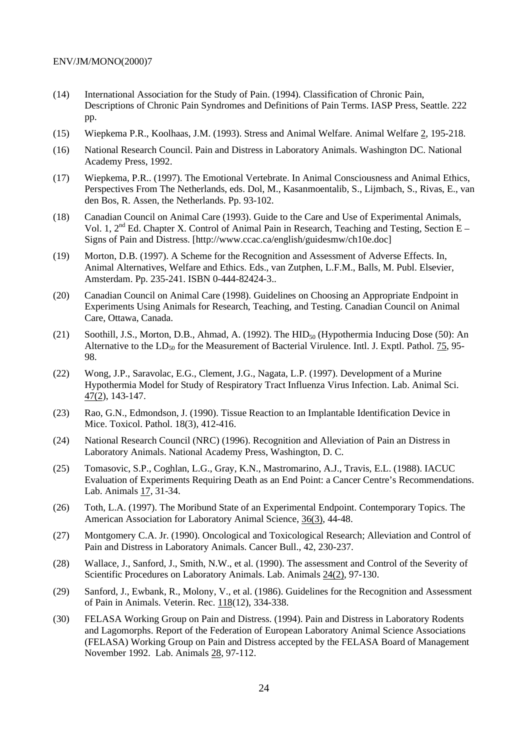(14) International Association for the Study of Pain. (1994). Classification of Chronic Pain, Descriptions of Chronic Pain Syndromes and Definitions of Pain Terms. IASP Press, Seattle. 222 pp.

(15) Wiepkema P.R., Koolhaas, J.M. (1993). Stress and Animal Welfare. Animal Welfare 2, 195-218.

(16) National Research Council. Pain and Distress in Laboratory Animals. Washington DC. National Academy Press, 1992.

(17) Wiepkema, P.R.. (1997). The Emotional Vertebrate. In Animal Consciousness and Animal Ethics, Perspectives From The Netherlands, eds. Dol, M., Kasanmoentalib, S., Lijmbach, S., Rivas, E., van den Bos, R. Assen, the Netherlands. Pp. 93-102.

(18) Canadian Council on Animal Care (1993). Guide to the Care and Use of Experimental Animals, Vol. 1, 2nd Ed. Chapter X. Control of Animal Pain in Research, Teaching and Testing, Section E – Signs of Pain and Distress. [http://www.ccac.ca/english/guidesmw/ch10e.doc]

(19) Morton, D.B. (1997). A Scheme for the Recognition and Assessment of Adverse Effects. In, Animal Alternatives, Welfare and Ethics. Eds., van Zutphen, L.F.M., Balls, M. Publ. Elsevier, Amsterdam. Pp. 235-241. ISBN 0-444-82424-3..

(20) Canadian Council on Animal Care (1998). Guidelines on Choosing an Appropriate Endpoint in Experiments Using Animals for Research, Teaching, and Testing. Canadian Council on Animal Care, Ottawa, Canada.

(21) Soothill, J.S., Morton, D.B., Ahmad, A. (1992). The $HID_{50}$ (Hypothermia Inducing Dose (50): An Alternative to the $LD_{50}$ for the Measurement of Bacterial Virulence. Intl. J. Exptl. Pathol. 75, 95-98.

(22) Wong, J.P., Saravolac, E.G., Clement, J.G., Nagata, L.P. (1997). Development of a Murine Hypothermia Model for Study of Respiratory Tract Influenza Virus Infection. Lab. Animal Sci. 47(2), 143-147.

(23) Rao, G.N., Edmondson, J. (1990). Tissue Reaction to an Implantable Identification Device in Mice. Toxicol. Pathol. 18(3), 412-416.

(24) National Research Council (NRC) (1996). Recognition and Alleviation of Pain an Distress in Laboratory Animals. National Academy Press, Washington, D. C.

(25) Tomasovic, S.P., Coghlan, L.G., Gray, K.N., Mastromarino, A.J., Travis, E.L. (1988). IACUC Evaluation of Experiments Requiring Death as an End Point: a Cancer Centre's Recommendations. Lab. Animals 17, 31-34.

(26) Toth, L.A. (1997). The Moribund State of an Experimental Endpoint. Contemporary Topics. The American Association for Laboratory Animal Science, 36(3), 44-48.

(27) Montgomery C.A. Jr. (1990). Oncological and Toxicological Research; Alleviation and Control of Pain and Distress in Laboratory Animals. Cancer Bull., 42, 230-237.

(28) Wallace, J., Sanford, J., Smith, N.W., et al. (1990). The assessment and Control of the Severity of Scientific Procedures on Laboratory Animals. Lab. Animals 24(2), 97-130.

(29) Sanford, J., Ewbank, R., Molony, V., et al. (1986). Guidelines for the Recognition and Assessment of Pain in Animals. Veterin. Rec. 118(12), 334-338.

(30) FELASA Working Group on Pain and Distress. (1994). Pain and Distress in Laboratory Rodents and Lagomorphs. Report of the Federation of European Laboratory Animal Science Associations (FELASA) Working Group on Pain and Distress accepted by the FELASA Board of Management November 1992. Lab. Animals 28, 97-112.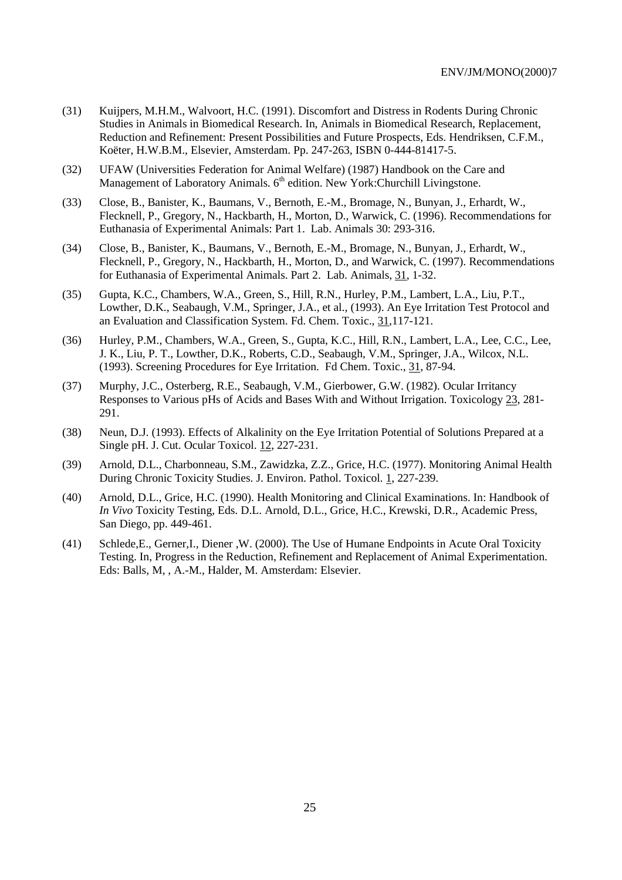(31) Kuijpers, M.H.M., Walvoort, H.C. (1991). Discomfort and Distress in Rodents During Chronic Studies in Animals in Biomedical Research. In, Animals in Biomedical Research, Replacement, Reduction and Refinement: Present Possibilities and Future Prospects, Eds. Hendriksen, C.F.M., Koëter, H.W.B.M., Elsevier, Amsterdam. Pp. 247-263, ISBN 0-444-81417-5.

(32) UFAW (Universities Federation for Animal Welfare) (1987) Handbook on the Care and Management of Laboratory Animals. 6th edition. New York:Churchill Livingstone.

(33) Close, B., Banister, K., Baumans, V., Bernoth, E.-M., Bromage, N., Bunyan, J., Erhardt, W., Flecknell, P., Gregory, N., Hackbarth, H., Morton, D., Warwick, C. (1996). Recommendations for Euthanasia of Experimental Animals: Part 1. Lab. Animals 30: 293-316.

(34) Close, B., Banister, K., Baumans, V., Bernoth, E.-M., Bromage, N., Bunyan, J., Erhardt, W., Flecknell, P., Gregory, N., Hackbarth, H., Morton, D., and Warwick, C. (1997). Recommendations for Euthanasia of Experimental Animals. Part 2. Lab. Animals, 31, 1-32.

(35) Gupta, K.C., Chambers, W.A., Green, S., Hill, R.N., Hurley, P.M., Lambert, L.A., Liu, P.T., Lowther, D.K., Seabaugh, V.M., Springer, J.A., et al., (1993). An Eye Irritation Test Protocol and an Evaluation and Classification System. Fd. Chem. Toxic., 31,117-121.

(36) Hurley, P.M., Chambers, W.A., Green, S., Gupta, K.C., Hill, R.N., Lambert, L.A., Lee, C.C., Lee, J. K., Liu, P. T., Lowther, D.K., Roberts, C.D., Seabaugh, V.M., Springer, J.A., Wilcox, N.L. (1993). Screening Procedures for Eye Irritation. Fd Chem. Toxic., 31, 87-94.

(37) Murphy, J.C., Osterberg, R.E., Seabaugh, V.M., Gierbower, G.W. (1982). Ocular Irritancy Responses to Various pHs of Acids and Bases With and Without Irrigation. Toxicology 23, 281-291.

(38) Neun, D.J. (1993). Effects of Alkalinity on the Eye Irritation Potential of Solutions Prepared at a Single pH. J. Cut. Ocular Toxicol. 12, 227-231.

(39) Arnold, D.L., Charbonneau, S.M., Zawidzka, Z.Z., Grice, H.C. (1977). Monitoring Animal Health During Chronic Toxicity Studies. J. Environ. Pathol. Toxicol. 1, 227-239.

(40) Arnold, D.L., Grice, H.C. (1990). Health Monitoring and Clinical Examinations. In: Handbook of *In Vivo* Toxicity Testing, Eds. D.L. Arnold, D.L., Grice, H.C., Krewski, D.R., Academic Press, San Diego, pp. 449-461.

(41) Schlede,E., Gerner,I., Diener ,W. (2000). The Use of Humane Endpoints in Acute Oral Toxicity Testing. In, Progress in the Reduction, Refinement and Replacement of Animal Experimentation. Eds: Balls, M, , A.-M., Halder, M. Amsterdam: Elsevier.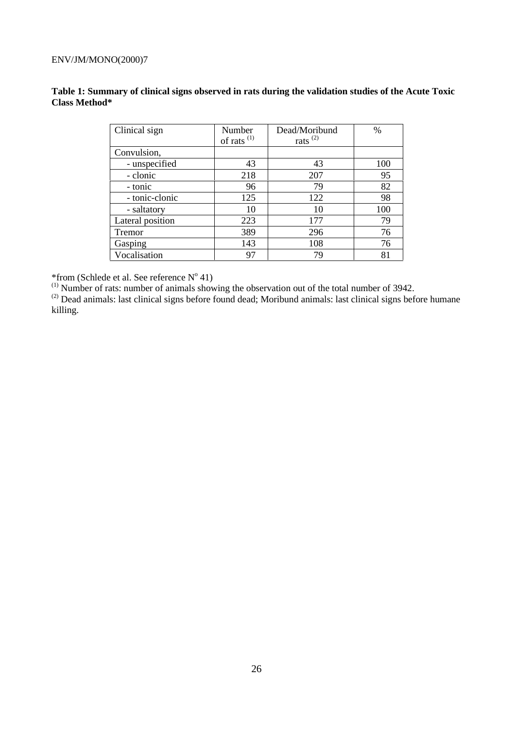**Table 1: Summary of clinical signs observed in rats during the validation studies of the Acute Toxic Class Method***

| Clinical sign | Number of rats [(1)] | Dead/Moribund rats [(2)] | % |
|---|---|---|---|
| Convulsion, | | | |
| - unspecified | 43 | 43 | 100 |
| - clonic | 218 | 207 | 95 |
| - tonic | 96 | 79 | 82 |
| - tonic-clonic | 125 | 122 | 98 |
| - saltatory | 10 | 10 | 100 |
| Lateral position | 223 | 177 | 79 |
| Tremor | 389 | 296 | 76 |
| Gasping | 143 | 108 | 76 |
| Vocalisation | 97 | 79 | 81 |

*from (Schlede et al. See reference N° 41)

[(1)] Number of rats: number of animals showing the observation out of the total number of 3942.

[(2)] Dead animals: last clinical signs before found dead; Moribund animals: last clinical signs before humane killing.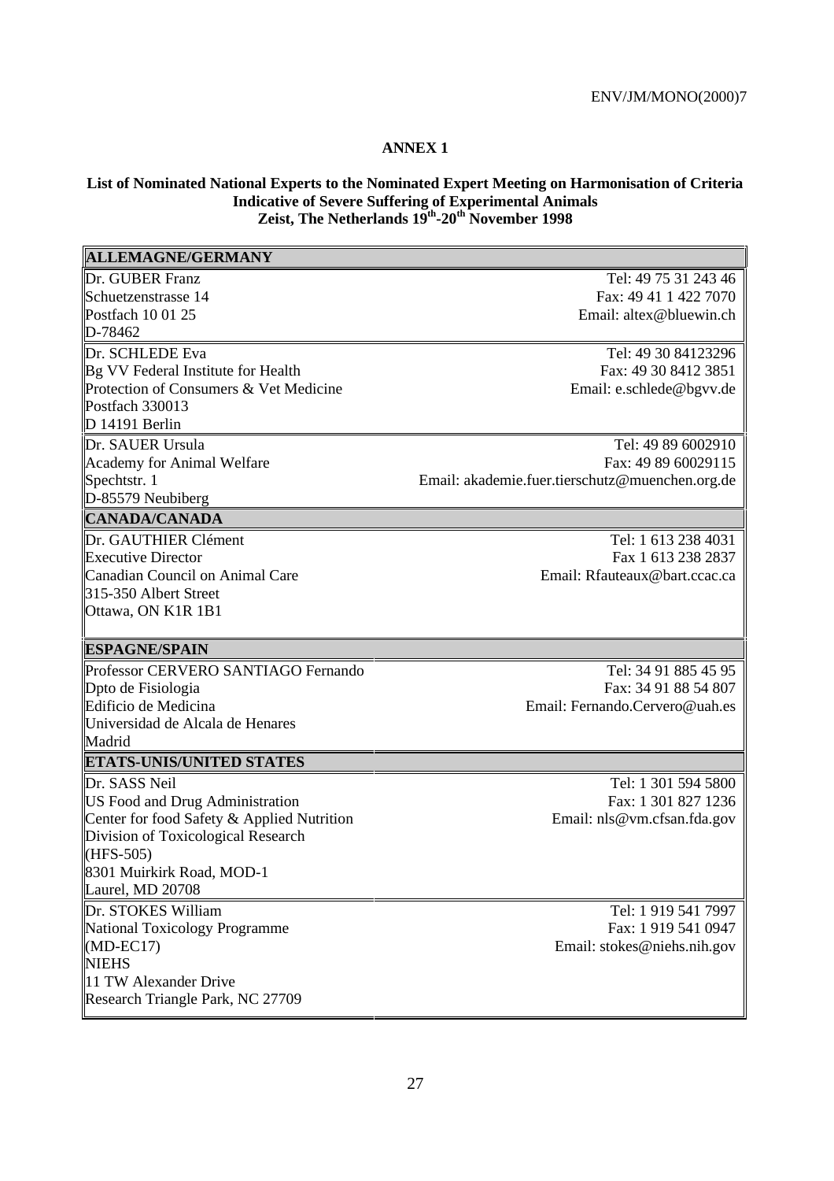## ANNEX 1

**List of Nominated National Experts to the Nominated Expert Meeting on Harmonisation of Criteria Indicative of Severe Suffering of Experimental Animals**
**Zeist, The Netherlands 19th-20th November 1998**

| **ALLEMAGNE/GERMANY** | |
|---|---|
| Dr. GUBER Franz<br>Schuetzenstrasse 14<br>Postfach 10 01 25<br>D-78462 | Tel: 49 75 31 243 46<br>Fax: 49 41 1 422 7070<br>Email: altex@bluewin.ch |
| Dr. SCHLEDE Eva<br>Bg VV Federal Institute for Health<br>Protection of Consumers & Vet Medicine<br>Postfach 330013<br>D 14191 Berlin | Tel: 49 30 84123296<br>Fax: 49 30 8412 3851<br>Email: e.schlede@bgvv.de |
| Dr. SAUER Ursula<br>Academy for Animal Welfare<br>Spechtstr. 1<br>D-85579 Neubiberg | Tel: 49 89 6002910<br>Fax: 49 89 60029115<br>Email: akademie.fuer.tierschutz@muenchen.org.de |
| **CANADA/CANADA** | |
| Dr. GAUTHIER Clément<br>Executive Director<br>Canadian Council on Animal Care<br>315-350 Albert Street<br>Ottawa, ON K1R 1B1 | Tel: 1 613 238 4031<br>Fax 1 613 238 2837<br>Email: Rfauteaux@bart.ccac.ca |
| **ESPAGNE/SPAIN** | |
| Professor CERVERO SANTIAGO Fernando<br>Dpto de Fisiologia<br>Edificio de Medicina<br>Universidad de Alcala de Henares<br>Madrid | Tel: 34 91 885 45 95<br>Fax: 34 91 88 54 807<br>Email: Fernando.Cervero@uah.es |
| **ETATS-UNIS/UNITED STATES** | |
| Dr. SASS Neil<br>US Food and Drug Administration<br>Center for food Safety & Applied Nutrition<br>Division of Toxicological Research<br>(HFS-505)<br>8301 Muirkirk Road, MOD-1<br>Laurel, MD 20708 | Tel: 1 301 594 5800<br>Fax: 1 301 827 1236<br>Email: nls@vm.cfsan.fda.gov |
| Dr. STOKES William<br>National Toxicology Programme<br>(MD-EC17)<br>NIEHS<br>11 TW Alexander Drive<br>Research Triangle Park, NC 27709 | Tel: 1 919 541 7997<br>Fax: 1 919 541 0947<br>Email: stokes@niehs.nih.gov |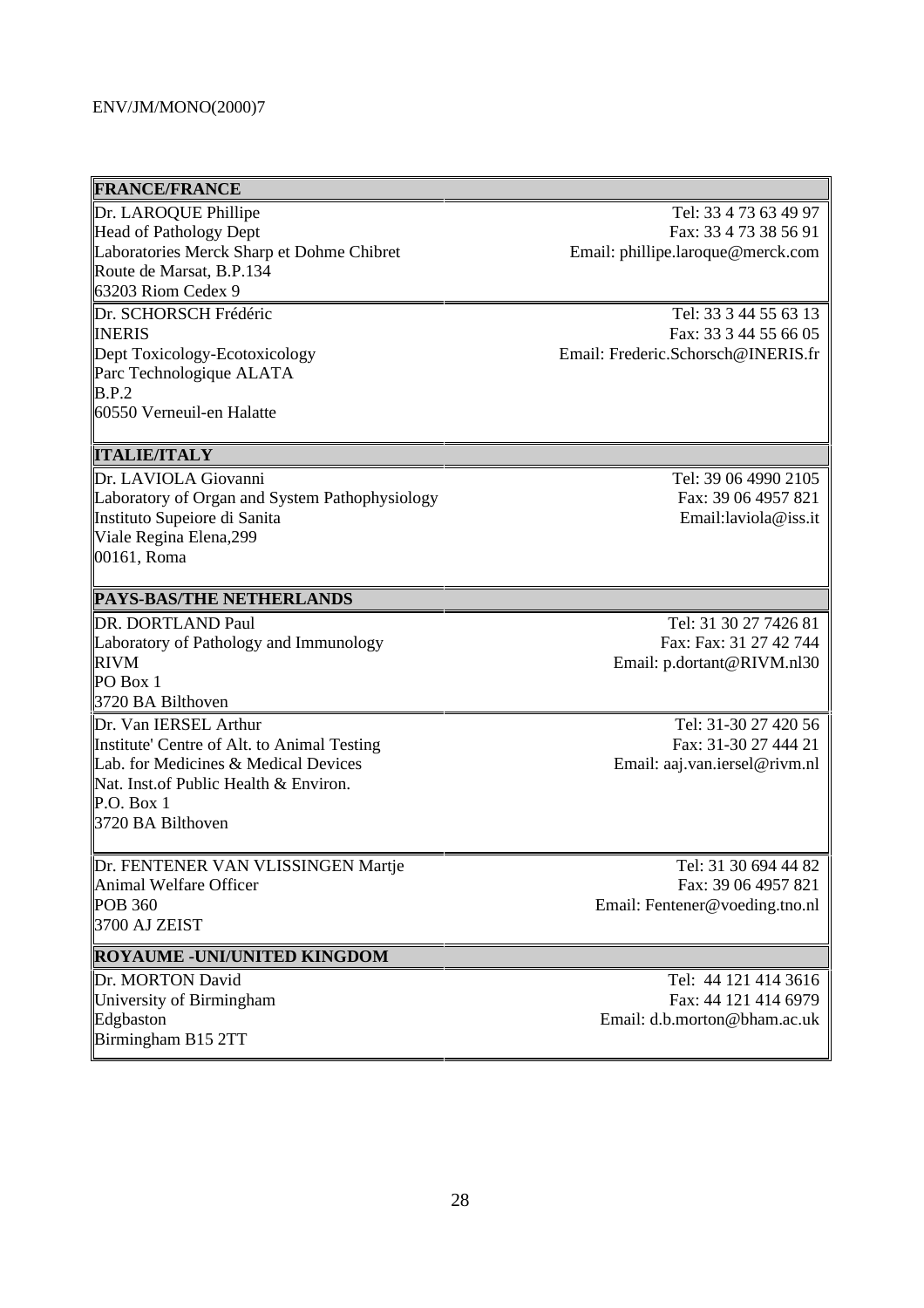| FRANCE/FRANCE | |
|---|---|
| Dr. LAROQUE Phillipe<br>Head of Pathology Dept<br>Laboratories Merck Sharp et Dohme Chibret<br>Route de Marsat, B.P.134<br>63203 Riom Cedex 9 | Tel: 33 4 73 63 49 97<br>Fax: 33 4 73 38 56 91<br>Email: phillipe.laroque@merck.com |
| Dr. SCHORSCH Frédéric<br>INERIS<br>Dept Toxicology-Ecotoxicology<br>Parc Technologique ALATA<br>B.P.2<br>60550 Verneuil-en Halatte | Tel: 33 3 44 55 63 13<br>Fax: 33 3 44 55 66 05<br>Email: Frederic.Schorsch@INERIS.fr |
| **ITALIE/ITALY** | |
| Dr. LAVIOLA Giovanni<br>Laboratory of Organ and System Pathophysiology<br>Instituto Supeiore di Sanita<br>Viale Regina Elena,299<br>00161, Roma | Tel: 39 06 4990 2105<br>Fax: 39 06 4957 821<br>Email:laviola@iss.it |
| **PAYS-BAS/THE NETHERLANDS** | |
| DR. DORTLAND Paul<br>Laboratory of Pathology and Immunology<br>RIVM<br>PO Box 1<br>3720 BA Bilthoven | Tel: 31 30 27 7426 81<br>Fax: Fax: 31 27 42 744<br>Email: p.dortant@RIVM.nl30 |
| Dr. Van IERSEL Arthur<br>Institute' Centre of Alt. to Animal Testing<br>Lab. for Medicines & Medical Devices<br>Nat. Inst.of Public Health & Environ.<br>P.O. Box 1<br>3720 BA Bilthoven | Tel: 31-30 27 420 56<br>Fax: 31-30 27 444 21<br>Email: aaj.van.iersel@rivm.nl |
| Dr. FENTENER VAN VLISSINGEN Martje<br>Animal Welfare Officer<br>POB 360<br>3700 AJ ZEIST | Tel: 31 30 694 44 82<br>Fax: 39 06 4957 821<br>Email: Fentener@voeding.tno.nl |
| **ROYAUME -UNI/UNITED KINGDOM** | |
| Dr. MORTON David<br>University of Birmingham<br>Edgbaston<br>Birmingham B15 2TT | Tel: 44 121 414 3616<br>Fax: 44 121 414 6979<br>Email: d.b.morton@bham.ac.uk |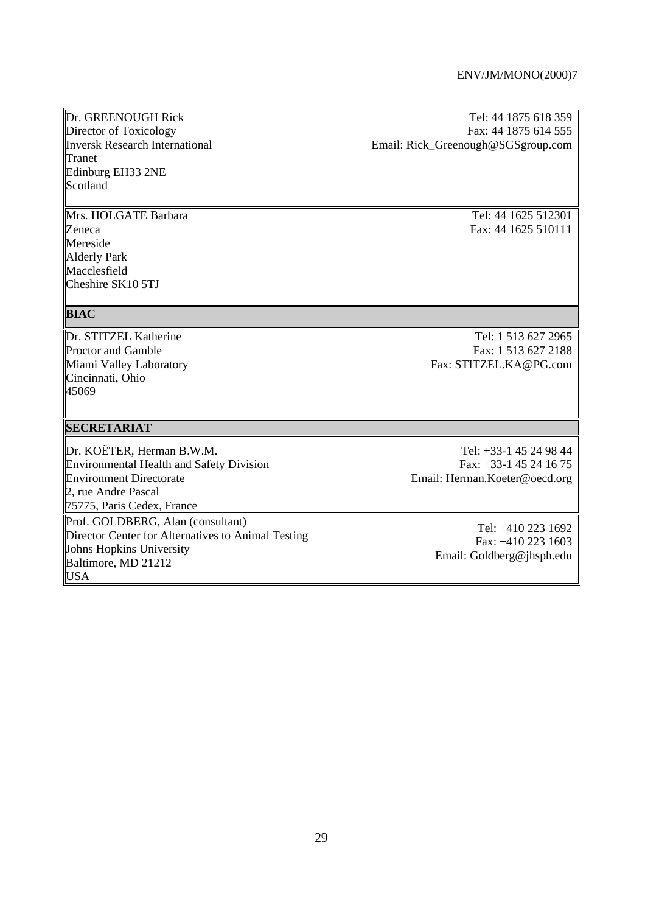| | |
|---|---|
| Dr. GREENOUGH Rick<br>Director of Toxicology<br>Inversk Research International<br>Tranet<br>Edinburg EH33 2NE<br>Scotland | Tel: 44 1875 618 359<br>Fax: 44 1875 614 555<br>Email: Rick_Greenough@SGSgroup.com |
| Mrs. HOLGATE Barbara<br>Zeneca<br>Mereside<br>Alderly Park<br>Macclesfield<br>Cheshire SK10 5TJ | Tel: 44 1625 512301<br>Fax: 44 1625 510111 |
| **BIAC** | |
| Dr. STITZEL Katherine<br>Proctor and Gamble<br>Miami Valley Laboratory<br>Cincinnati, Ohio<br>45069 | Tel: 1 513 627 2965<br>Fax: 1 513 627 2188<br>Fax: STITZEL.KA@PG.com |
| **SECRETARIAT** | |
| Dr. KOËTER, Herman B.W.M.<br>Environmental Health and Safety Division<br>Environment Directorate<br>2, rue Andre Pascal<br>75775, Paris Cedex, France | Tel: +33-1 45 24 98 44<br>Fax: +33-1 45 24 16 75<br>Email: Herman.Koeter@oecd.org |
| Prof. GOLDBERG, Alan (consultant)<br>Director Center for Alternatives to Animal Testing<br>Johns Hopkins University<br>Baltimore, MD 21212<br>USA | Tel: +410 223 1692<br>Fax: +410 223 1603<br>Email: Goldberg@jhsph.edu |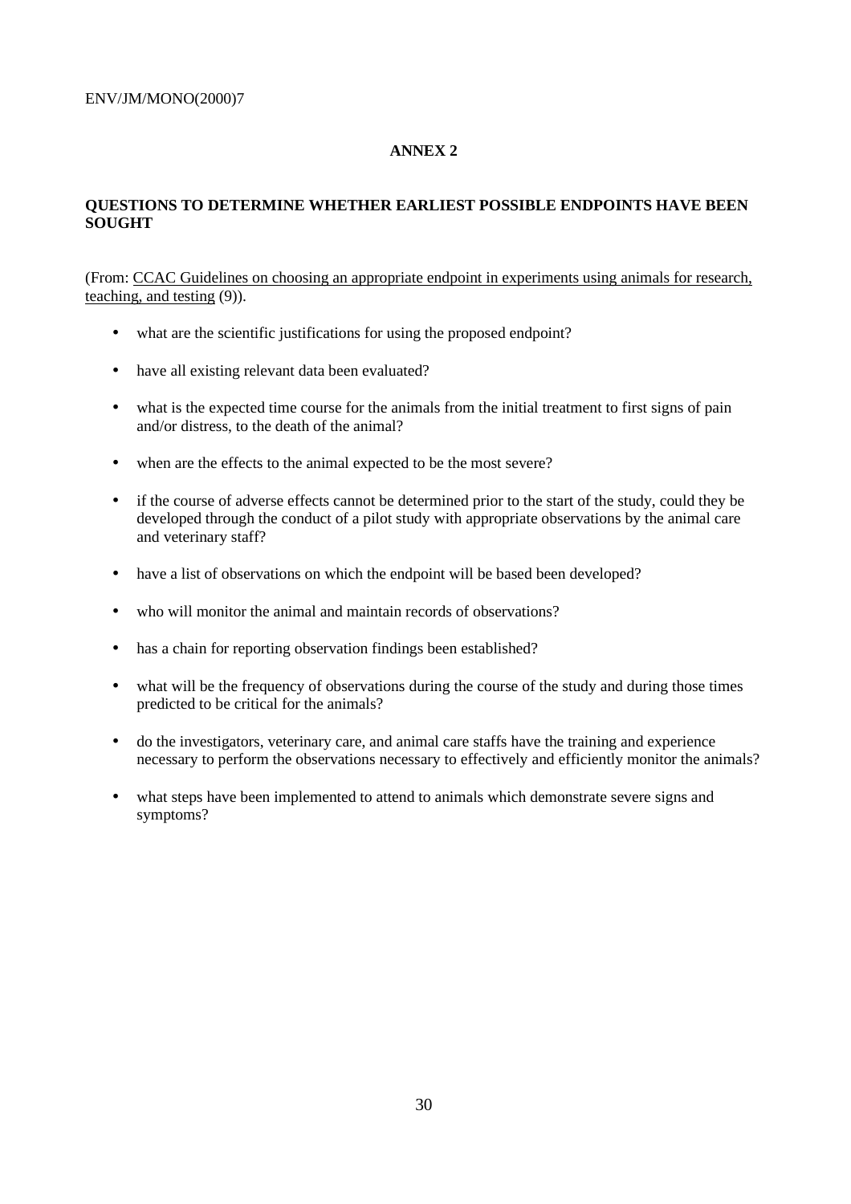## ANNEX 2

### QUESTIONS TO DETERMINE WHETHER EARLIEST POSSIBLE ENDPOINTS HAVE BEEN SOUGHT

(From: CCAC Guidelines on choosing an appropriate endpoint in experiments using animals for research, teaching, and testing (9)).

- what are the scientific justifications for using the proposed endpoint?
- have all existing relevant data been evaluated?
- what is the expected time course for the animals from the initial treatment to first signs of pain and/or distress, to the death of the animal?
- when are the effects to the animal expected to be the most severe?
- if the course of adverse effects cannot be determined prior to the start of the study, could they be developed through the conduct of a pilot study with appropriate observations by the animal care and veterinary staff?
- have a list of observations on which the endpoint will be based been developed?
- who will monitor the animal and maintain records of observations?
- has a chain for reporting observation findings been established?
- what will be the frequency of observations during the course of the study and during those times predicted to be critical for the animals?
- do the investigators, veterinary care, and animal care staffs have the training and experience necessary to perform the observations necessary to effectively and efficiently monitor the animals?
- what steps have been implemented to attend to animals which demonstrate severe signs and symptoms?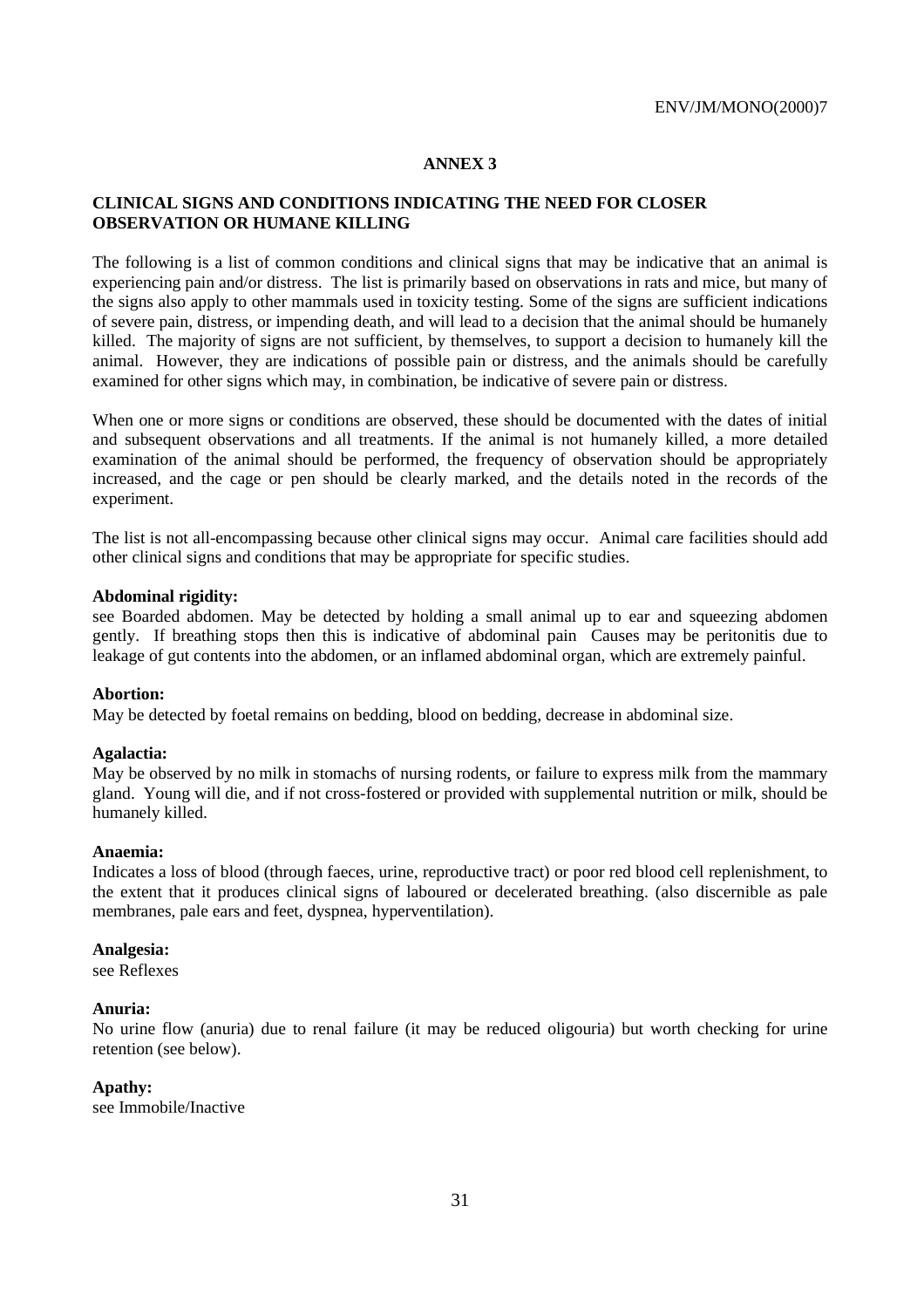## ANNEX 3

### CLINICAL SIGNS AND CONDITIONS INDICATING THE NEED FOR CLOSER OBSERVATION OR HUMANE KILLING

The following is a list of common conditions and clinical signs that may be indicative that an animal is experiencing pain and/or distress. The list is primarily based on observations in rats and mice, but many of the signs also apply to other mammals used in toxicity testing. Some of the signs are sufficient indications of severe pain, distress, or impending death, and will lead to a decision that the animal should be humanely killed. The majority of signs are not sufficient, by themselves, to support a decision to humanely kill the animal. However, they are indications of possible pain or distress, and the animals should be carefully examined for other signs which may, in combination, be indicative of severe pain or distress.

When one or more signs or conditions are observed, these should be documented with the dates of initial and subsequent observations and all treatments. If the animal is not humanely killed, a more detailed examination of the animal should be performed, the frequency of observation should be appropriately increased, and the cage or pen should be clearly marked, and the details noted in the records of the experiment.

The list is not all-encompassing because other clinical signs may occur. Animal care facilities should add other clinical signs and conditions that may be appropriate for specific studies.

**Abdominal rigidity:**
see Boarded abdomen. May be detected by holding a small animal up to ear and squeezing abdomen gently. If breathing stops then this is indicative of abdominal pain Causes may be peritonitis due to leakage of gut contents into the abdomen, or an inflamed abdominal organ, which are extremely painful.

**Abortion:**
May be detected by foetal remains on bedding, blood on bedding, decrease in abdominal size.

**Agalactia:**
May be observed by no milk in stomachs of nursing rodents, or failure to express milk from the mammary gland. Young will die, and if not cross-fostered or provided with supplemental nutrition or milk, should be humanely killed.

**Anaemia:**
Indicates a loss of blood (through faeces, urine, reproductive tract) or poor red blood cell replenishment, to the extent that it produces clinical signs of laboured or decelerated breathing. (also discernible as pale membranes, pale ears and feet, dyspnea, hyperventilation).

**Analgesia:**
see Reflexes

**Anuria:**
No urine flow (anuria) due to renal failure (it may be reduced oligouria) but worth checking for urine retention (see below).

**Apathy:**
see Immobile/Inactive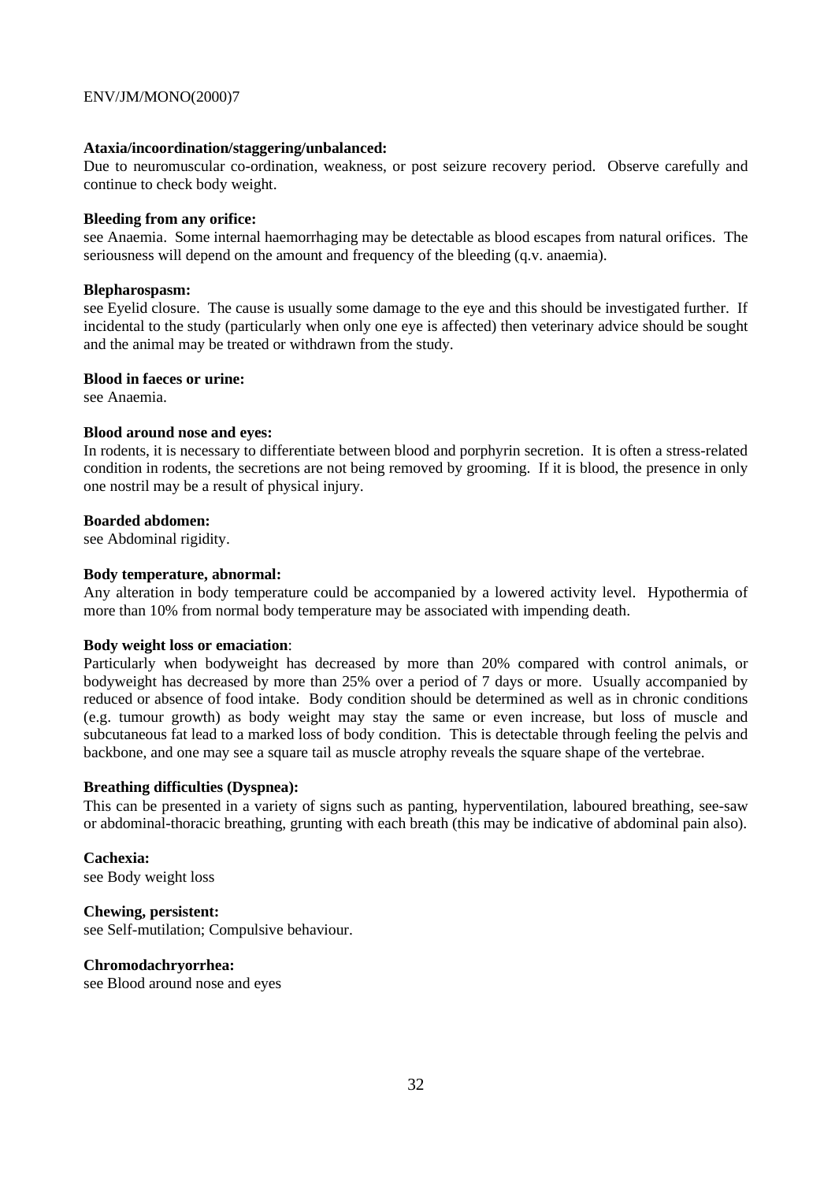**Ataxia/incoordination/staggering/unbalanced:**
Due to neuromuscular co-ordination, weakness, or post seizure recovery period. Observe carefully and continue to check body weight.

**Bleeding from any orifice:**
see Anaemia. Some internal haemorrhaging may be detectable as blood escapes from natural orifices. The seriousness will depend on the amount and frequency of the bleeding (q.v. anaemia).

**Blepharospasm:**
see Eyelid closure. The cause is usually some damage to the eye and this should be investigated further. If incidental to the study (particularly when only one eye is affected) then veterinary advice should be sought and the animal may be treated or withdrawn from the study.

**Blood in faeces or urine:**
see Anaemia.

**Blood around nose and eyes:**
In rodents, it is necessary to differentiate between blood and porphyrin secretion. It is often a stress-related condition in rodents, the secretions are not being removed by grooming. If it is blood, the presence in only one nostril may be a result of physical injury.

**Boarded abdomen:**
see Abdominal rigidity.

**Body temperature, abnormal:**
Any alteration in body temperature could be accompanied by a lowered activity level. Hypothermia of more than 10% from normal body temperature may be associated with impending death.

**Body weight loss or emaciation**:
Particularly when bodyweight has decreased by more than 20% compared with control animals, or bodyweight has decreased by more than 25% over a period of 7 days or more. Usually accompanied by reduced or absence of food intake. Body condition should be determined as well as in chronic conditions (e.g. tumour growth) as body weight may stay the same or even increase, but loss of muscle and subcutaneous fat lead to a marked loss of body condition. This is detectable through feeling the pelvis and backbone, and one may see a square tail as muscle atrophy reveals the square shape of the vertebrae.

**Breathing difficulties (Dyspnea):**
This can be presented in a variety of signs such as panting, hyperventilation, laboured breathing, see-saw or abdominal-thoracic breathing, grunting with each breath (this may be indicative of abdominal pain also).

**Cachexia:**
see Body weight loss

**Chewing, persistent:**
see Self-mutilation; Compulsive behaviour.

**Chromodachryorrhea:**
see Blood around nose and eyes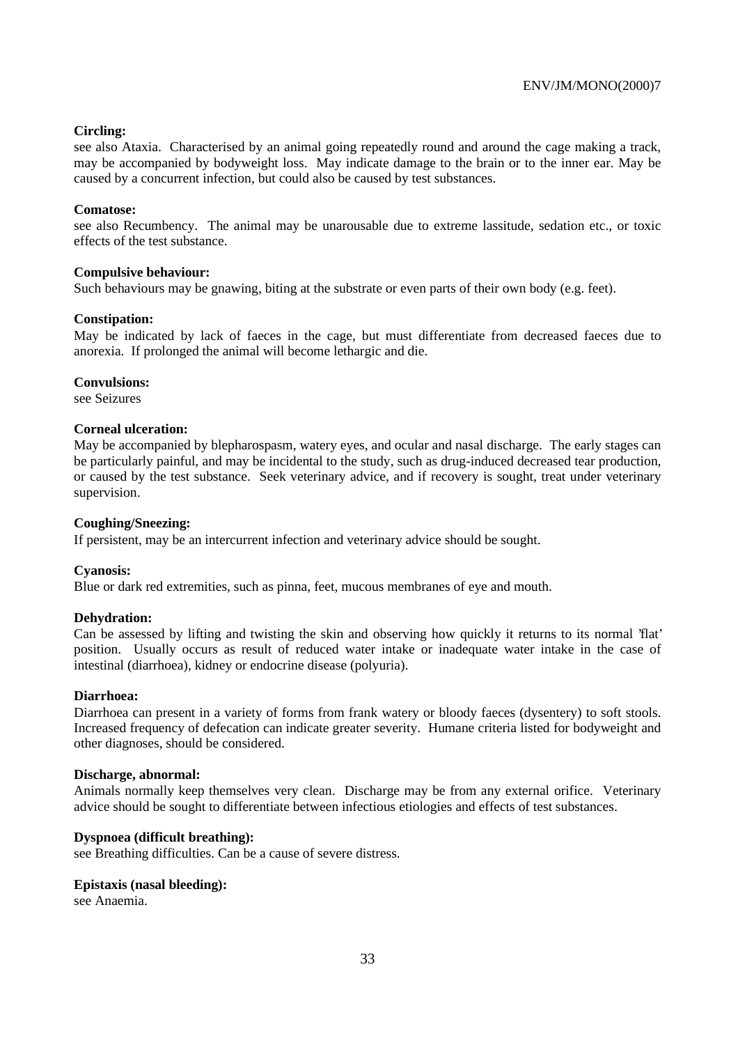**Circling:**
see also Ataxia. Characterised by an animal going repeatedly round and around the cage making a track, may be accompanied by bodyweight loss. May indicate damage to the brain or to the inner ear. May be caused by a concurrent infection, but could also be caused by test substances.

**Comatose:**
see also Recumbency. The animal may be unarousable due to extreme lassitude, sedation etc., or toxic effects of the test substance.

**Compulsive behaviour:**
Such behaviours may be gnawing, biting at the substrate or even parts of their own body (e.g. feet).

**Constipation:**
May be indicated by lack of faeces in the cage, but must differentiate from decreased faeces due to anorexia. If prolonged the animal will become lethargic and die.

**Convulsions:**
see Seizures

**Corneal ulceration:**
May be accompanied by blepharospasm, watery eyes, and ocular and nasal discharge. The early stages can be particularly painful, and may be incidental to the study, such as drug-induced decreased tear production, or caused by the test substance. Seek veterinary advice, and if recovery is sought, treat under veterinary supervision.

**Coughing/Sneezing:**
If persistent, may be an intercurrent infection and veterinary advice should be sought.

**Cyanosis:**
Blue or dark red extremities, such as pinna, feet, mucous membranes of eye and mouth.

**Dehydration:**
Can be assessed by lifting and twisting the skin and observing how quickly it returns to its normal 'flat' position. Usually occurs as result of reduced water intake or inadequate water intake in the case of intestinal (diarrhoea), kidney or endocrine disease (polyuria).

**Diarrhoea:**
Diarrhoea can present in a variety of forms from frank watery or bloody faeces (dysentery) to soft stools. Increased frequency of defecation can indicate greater severity. Humane criteria listed for bodyweight and other diagnoses, should be considered.

**Discharge, abnormal:**
Animals normally keep themselves very clean. Discharge may be from any external orifice. Veterinary advice should be sought to differentiate between infectious etiologies and effects of test substances.

**Dyspnoea (difficult breathing):**
see Breathing difficulties. Can be a cause of severe distress.

**Epistaxis (nasal bleeding):**
see Anaemia.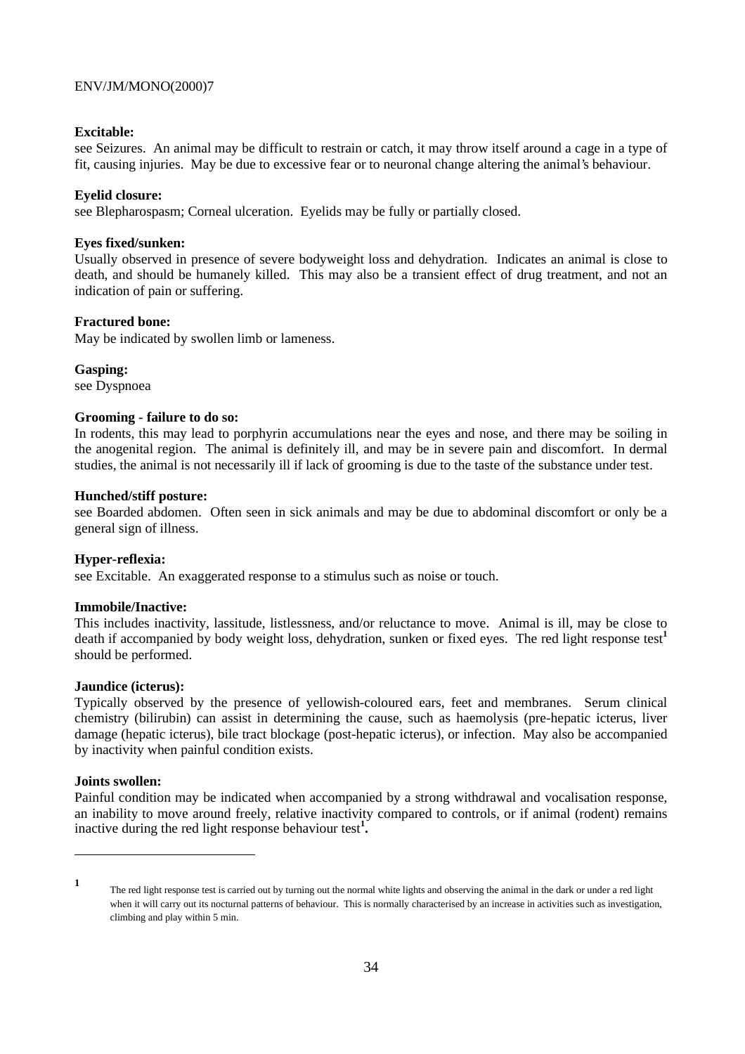**Excitable:**
see Seizures. An animal may be difficult to restrain or catch, it may throw itself around a cage in a type of fit, causing injuries. May be due to excessive fear or to neuronal change altering the animal's behaviour.

**Eyelid closure:**
see Blepharospasm; Corneal ulceration. Eyelids may be fully or partially closed.

**Eyes fixed/sunken:**
Usually observed in presence of severe bodyweight loss and dehydration. Indicates an animal is close to death, and should be humanely killed. This may also be a transient effect of drug treatment, and not an indication of pain or suffering.

**Fractured bone:**
May be indicated by swollen limb or lameness.

**Gasping:**
see Dyspnoea

**Grooming - failure to do so:**
In rodents, this may lead to porphyrin accumulations near the eyes and nose, and there may be soiling in the anogenital region. The animal is definitely ill, and may be in severe pain and discomfort. In dermal studies, the animal is not necessarily ill if lack of grooming is due to the taste of the substance under test.

**Hunched/stiff posture:**
see Boarded abdomen. Often seen in sick animals and may be due to abdominal discomfort or only be a general sign of illness.

**Hyper-reflexia:**
see Excitable. An exaggerated response to a stimulus such as noise or touch.

**Immobile/Inactive:**
This includes inactivity, lassitude, listlessness, and/or reluctance to move. Animal is ill, may be close to death if accompanied by body weight loss, dehydration, sunken or fixed eyes. The red light response test[1] should be performed.

**Jaundice (icterus):**
Typically observed by the presence of yellowish-coloured ears, feet and membranes. Serum clinical chemistry (bilirubin) can assist in determining the cause, such as haemolysis (pre-hepatic icterus, liver damage (hepatic icterus), bile tract blockage (post-hepatic icterus), or infection. May also be accompanied by inactivity when painful condition exists.

**Joints swollen:**
Painful condition may be indicated when accompanied by a strong withdrawal and vocalisation response, an inability to move around freely, relative inactivity compared to controls, or if animal (rodent) remains inactive during the red light response behaviour test[1].

---

[1] The red light response test is carried out by turning out the normal white lights and observing the animal in the dark or under a red light when it will carry out its nocturnal patterns of behaviour. This is normally characterised by an increase in activities such as investigation, climbing and play within 5 min.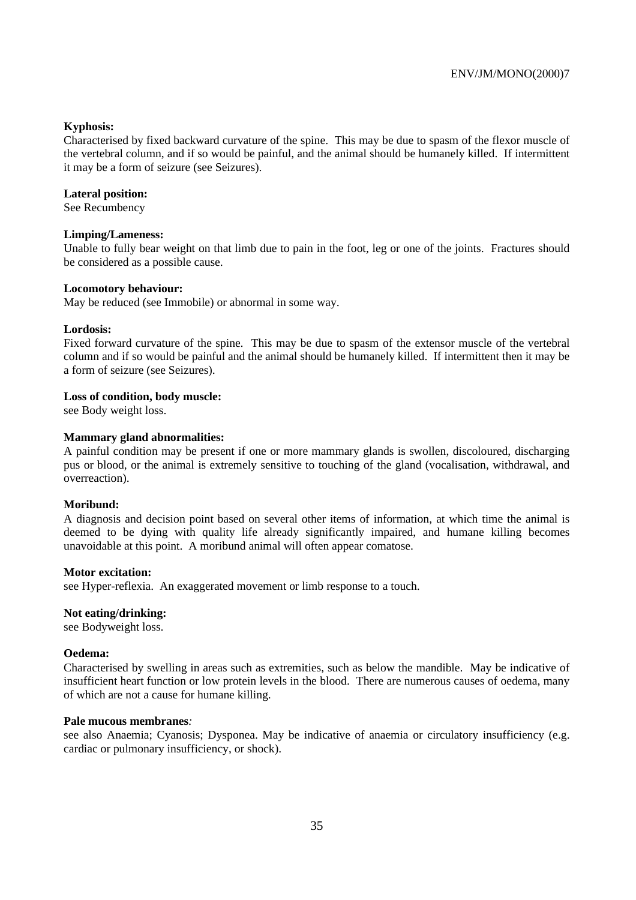**Kyphosis:**
Characterised by fixed backward curvature of the spine. This may be due to spasm of the flexor muscle of the vertebral column, and if so would be painful, and the animal should be humanely killed. If intermittent it may be a form of seizure (see Seizures).

**Lateral position:**
See Recumbency

**Limping/Lameness:**
Unable to fully bear weight on that limb due to pain in the foot, leg or one of the joints. Fractures should be considered as a possible cause.

**Locomotory behaviour:**
May be reduced (see Immobile) or abnormal in some way.

**Lordosis:**
Fixed forward curvature of the spine. This may be due to spasm of the extensor muscle of the vertebral column and if so would be painful and the animal should be humanely killed. If intermittent then it may be a form of seizure (see Seizures).

**Loss of condition, body muscle:**
see Body weight loss.

**Mammary gland abnormalities:**
A painful condition may be present if one or more mammary glands is swollen, discoloured, discharging pus or blood, or the animal is extremely sensitive to touching of the gland (vocalisation, withdrawal, and overreaction).

**Moribund:**
A diagnosis and decision point based on several other items of information, at which time the animal is deemed to be dying with quality life already significantly impaired, and humane killing becomes unavoidable at this point. A moribund animal will often appear comatose.

**Motor excitation:**
see Hyper-reflexia. An exaggerated movement or limb response to a touch.

**Not eating/drinking:**
see Bodyweight loss.

**Oedema:**
Characterised by swelling in areas such as extremities, such as below the mandible. May be indicative of insufficient heart function or low protein levels in the blood. There are numerous causes of oedema, many of which are not a cause for humane killing.

**Pale mucous membranes***:*
see also Anaemia; Cyanosis; Dysponea. May be indicative of anaemia or circulatory insufficiency (e.g. cardiac or pulmonary insufficiency, or shock).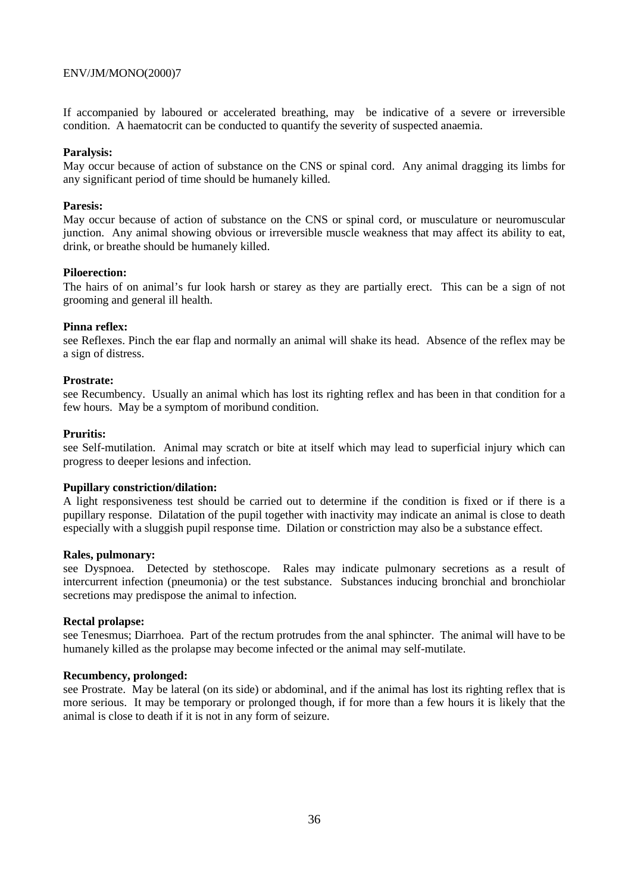If accompanied by laboured or accelerated breathing, may be indicative of a severe or irreversible condition. A haematocrit can be conducted to quantify the severity of suspected anaemia.

**Paralysis:**
May occur because of action of substance on the CNS or spinal cord. Any animal dragging its limbs for any significant period of time should be humanely killed.

**Paresis:**
May occur because of action of substance on the CNS or spinal cord, or musculature or neuromuscular junction. Any animal showing obvious or irreversible muscle weakness that may affect its ability to eat, drink, or breathe should be humanely killed.

**Piloerection:**
The hairs of on animal's fur look harsh or starey as they are partially erect. This can be a sign of not grooming and general ill health.

**Pinna reflex:**
see Reflexes. Pinch the ear flap and normally an animal will shake its head. Absence of the reflex may be a sign of distress.

**Prostrate:**
see Recumbency. Usually an animal which has lost its righting reflex and has been in that condition for a few hours. May be a symptom of moribund condition.

**Pruritis:**
see Self-mutilation. Animal may scratch or bite at itself which may lead to superficial injury which can progress to deeper lesions and infection.

**Pupillary constriction/dilation:**
A light responsiveness test should be carried out to determine if the condition is fixed or if there is a pupillary response. Dilatation of the pupil together with inactivity may indicate an animal is close to death especially with a sluggish pupil response time. Dilation or constriction may also be a substance effect.

**Rales, pulmonary:**
see Dyspnoea. Detected by stethoscope. Rales may indicate pulmonary secretions as a result of intercurrent infection (pneumonia) or the test substance. Substances inducing bronchial and bronchiolar secretions may predispose the animal to infection.

**Rectal prolapse:**
see Tenesmus; Diarrhoea. Part of the rectum protrudes from the anal sphincter. The animal will have to be humanely killed as the prolapse may become infected or the animal may self-mutilate.

**Recumbency, prolonged:**
see Prostrate. May be lateral (on its side) or abdominal, and if the animal has lost its righting reflex that is more serious. It may be temporary or prolonged though, if for more than a few hours it is likely that the animal is close to death if it is not in any form of seizure.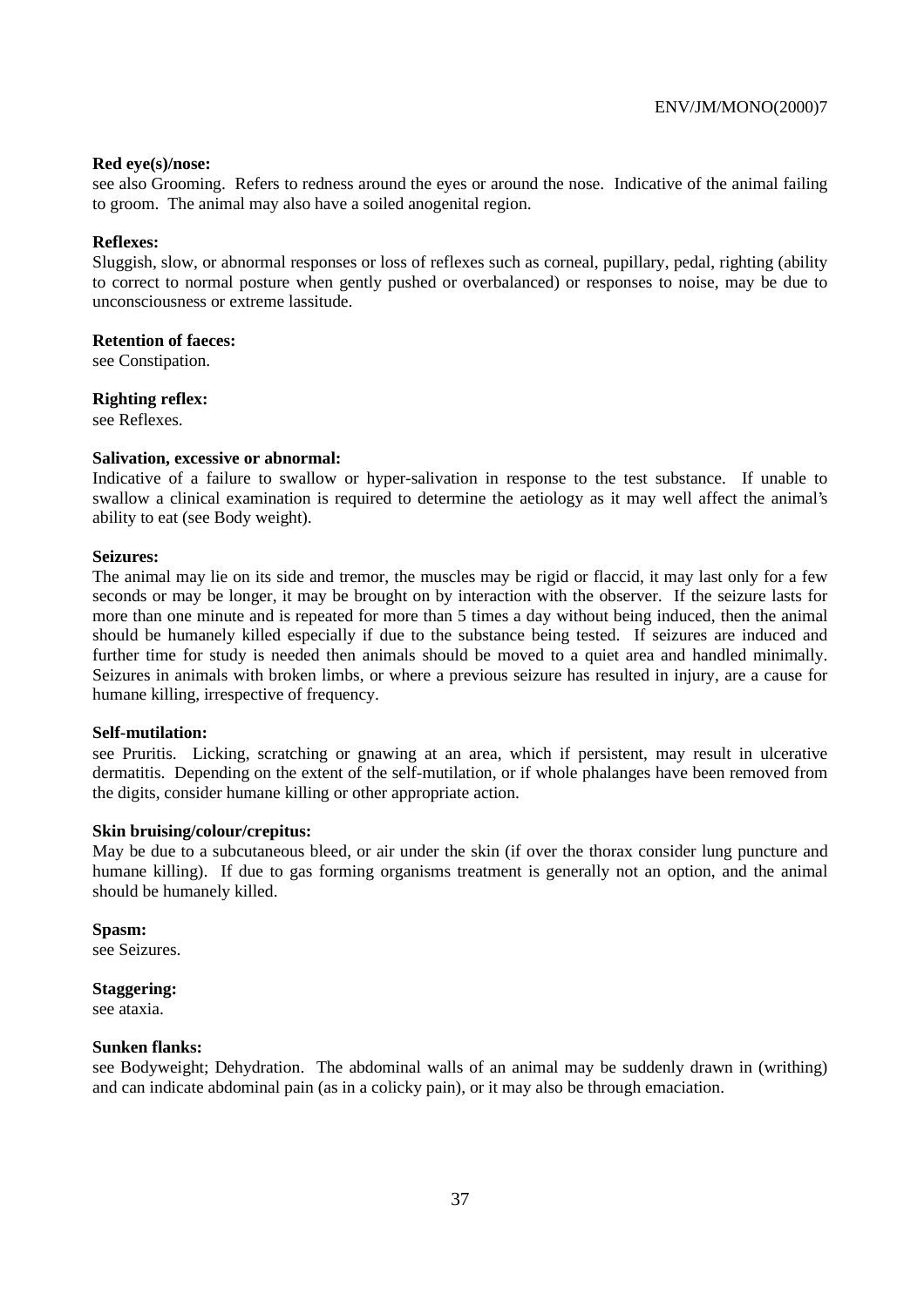**Red eye(s)/nose:**
see also Grooming. Refers to redness around the eyes or around the nose. Indicative of the animal failing to groom. The animal may also have a soiled anogenital region.

**Reflexes:**
Sluggish, slow, or abnormal responses or loss of reflexes such as corneal, pupillary, pedal, righting (ability to correct to normal posture when gently pushed or overbalanced) or responses to noise, may be due to unconsciousness or extreme lassitude.

**Retention of faeces:**
see Constipation.

**Righting reflex:**
see Reflexes.

**Salivation, excessive or abnormal:**
Indicative of a failure to swallow or hyper-salivation in response to the test substance. If unable to swallow a clinical examination is required to determine the aetiology as it may well affect the animal's ability to eat (see Body weight).

**Seizures:**
The animal may lie on its side and tremor, the muscles may be rigid or flaccid, it may last only for a few seconds or may be longer, it may be brought on by interaction with the observer. If the seizure lasts for more than one minute and is repeated for more than 5 times a day without being induced, then the animal should be humanely killed especially if due to the substance being tested. If seizures are induced and further time for study is needed then animals should be moved to a quiet area and handled minimally. Seizures in animals with broken limbs, or where a previous seizure has resulted in injury, are a cause for humane killing, irrespective of frequency.

**Self-mutilation:**
see Pruritis. Licking, scratching or gnawing at an area, which if persistent, may result in ulcerative dermatitis. Depending on the extent of the self-mutilation, or if whole phalanges have been removed from the digits, consider humane killing or other appropriate action.

**Skin bruising/colour/crepitus:**
May be due to a subcutaneous bleed, or air under the skin (if over the thorax consider lung puncture and humane killing). If due to gas forming organisms treatment is generally not an option, and the animal should be humanely killed.

**Spasm:**
see Seizures.

**Staggering:**
see ataxia.

**Sunken flanks:**
see Bodyweight; Dehydration. The abdominal walls of an animal may be suddenly drawn in (writhing) and can indicate abdominal pain (as in a colicky pain), or it may also be through emaciation.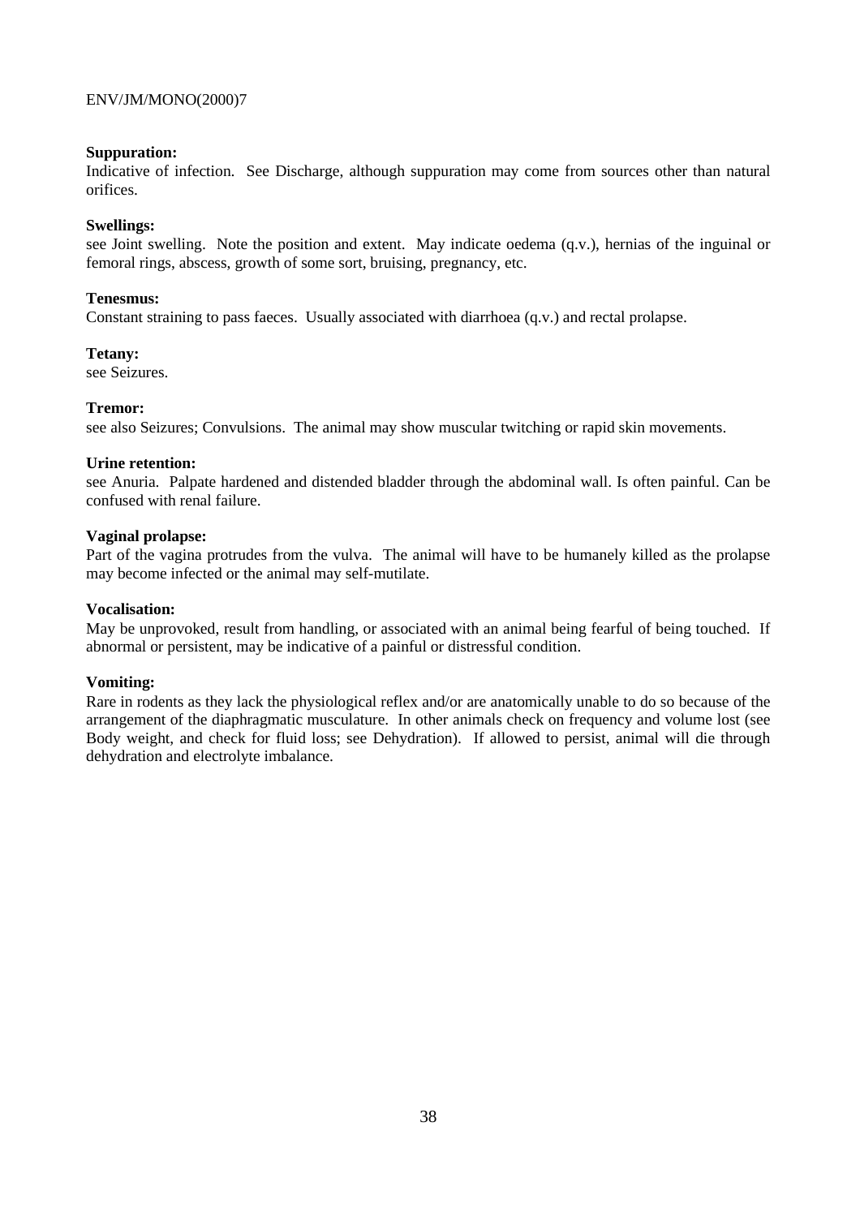**Suppuration:**
Indicative of infection. See Discharge, although suppuration may come from sources other than natural orifices.

**Swellings:**
see Joint swelling. Note the position and extent. May indicate oedema (q.v.), hernias of the inguinal or femoral rings, abscess, growth of some sort, bruising, pregnancy, etc.

**Tenesmus:**
Constant straining to pass faeces. Usually associated with diarrhoea (q.v.) and rectal prolapse.

**Tetany:**
see Seizures.

**Tremor:**
see also Seizures; Convulsions. The animal may show muscular twitching or rapid skin movements.

**Urine retention:**
see Anuria. Palpate hardened and distended bladder through the abdominal wall. Is often painful. Can be confused with renal failure.

**Vaginal prolapse:**
Part of the vagina protrudes from the vulva. The animal will have to be humanely killed as the prolapse may become infected or the animal may self-mutilate.

**Vocalisation:**
May be unprovoked, result from handling, or associated with an animal being fearful of being touched. If abnormal or persistent, may be indicative of a painful or distressful condition.

**Vomiting:**
Rare in rodents as they lack the physiological reflex and/or are anatomically unable to do so because of the arrangement of the diaphragmatic musculature. In other animals check on frequency and volume lost (see Body weight, and check for fluid loss; see Dehydration). If allowed to persist, animal will die through dehydration and electrolyte imbalance.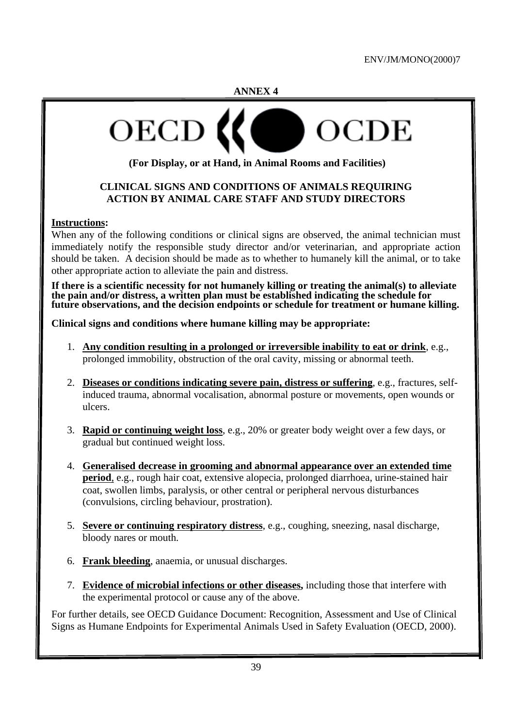## ANNEX 4

OECD OCDE

**(For Display, or at Hand, in Animal Rooms and Facilities)**

### CLINICAL SIGNS AND CONDITIONS OF ANIMALS REQUIRING ACTION BY ANIMAL CARE STAFF AND STUDY DIRECTORS

**Instructions:**

When any of the following conditions or clinical signs are observed, the animal technician must immediately notify the responsible study director and/or veterinarian, and appropriate action should be taken. A decision should be made as to whether to humanely kill the animal, or to take other appropriate action to alleviate the pain and distress.

**If there is a scientific necessity for not humanely killing or treating the animal(s) to alleviate the pain and/or distress, a written plan must be established indicating the schedule for future observations, and the decision endpoints or schedule for treatment or humane killing.**

**Clinical signs and conditions where humane killing may be appropriate:**

1. **Any condition resulting in a prolonged or irreversible inability to eat or drink**, e.g., prolonged immobility, obstruction of the oral cavity, missing or abnormal teeth.

2. **Diseases or conditions indicating severe pain, distress or suffering**, e.g., fractures, self-induced trauma, abnormal vocalisation, abnormal posture or movements, open wounds or ulcers.

3. **Rapid or continuing weight loss**, e.g., 20% or greater body weight over a few days, or gradual but continued weight loss.

4. **Generalised decrease in grooming and abnormal appearance over an extended time period**, e.g., rough hair coat, extensive alopecia, prolonged diarrhoea, urine-stained hair coat, swollen limbs, paralysis, or other central or peripheral nervous disturbances (convulsions, circling behaviour, prostration).

5. **Severe or continuing respiratory distress**, e.g., coughing, sneezing, nasal discharge, bloody nares or mouth.

6. **Frank bleeding**, anaemia, or unusual discharges.

7. **Evidence of microbial infections or other diseases,** including those that interfere with the experimental protocol or cause any of the above.

For further details, see OECD Guidance Document: Recognition, Assessment and Use of Clinical Signs as Humane Endpoints for Experimental Animals Used in Safety Evaluation (OECD, 2000).